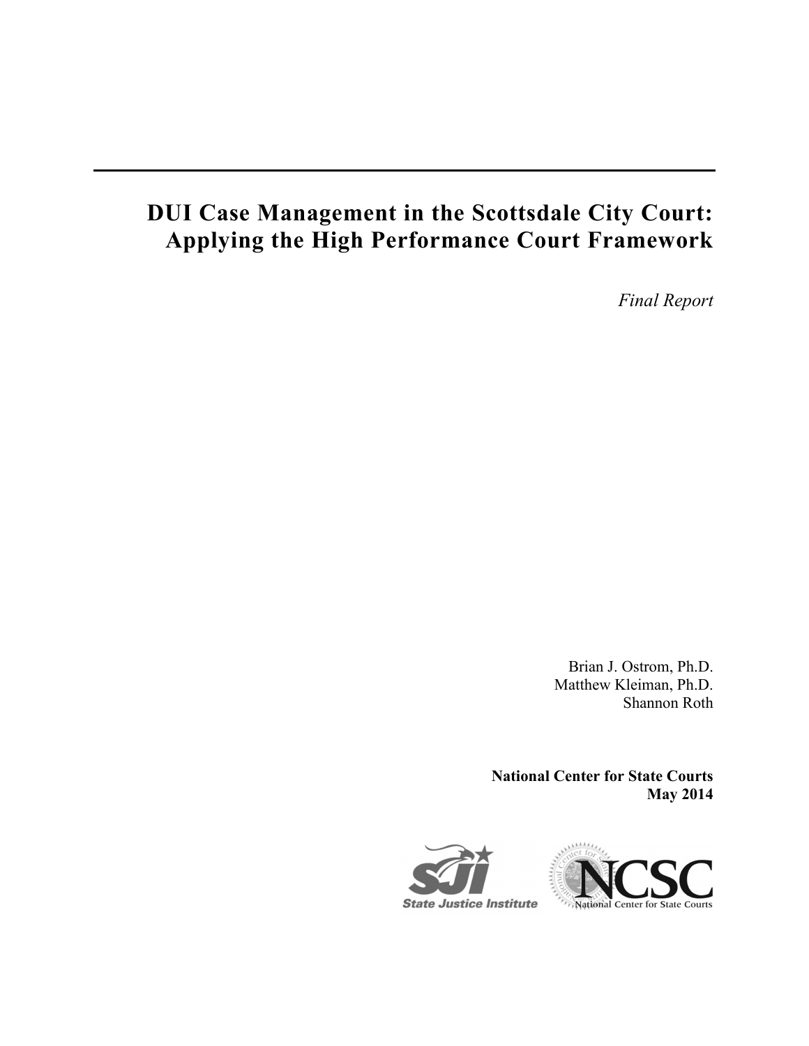# DUI Case Management in the Scottsdale City Court: Applying the High Performance Court Framework

*Final Report*

Brian J. Ostrom, Ph.D.
Matthew Kleiman, Ph.D.
Shannon Roth

**National Center for State Courts**
**May 2014**

State Justice Institute

NCSC National Center for State Courts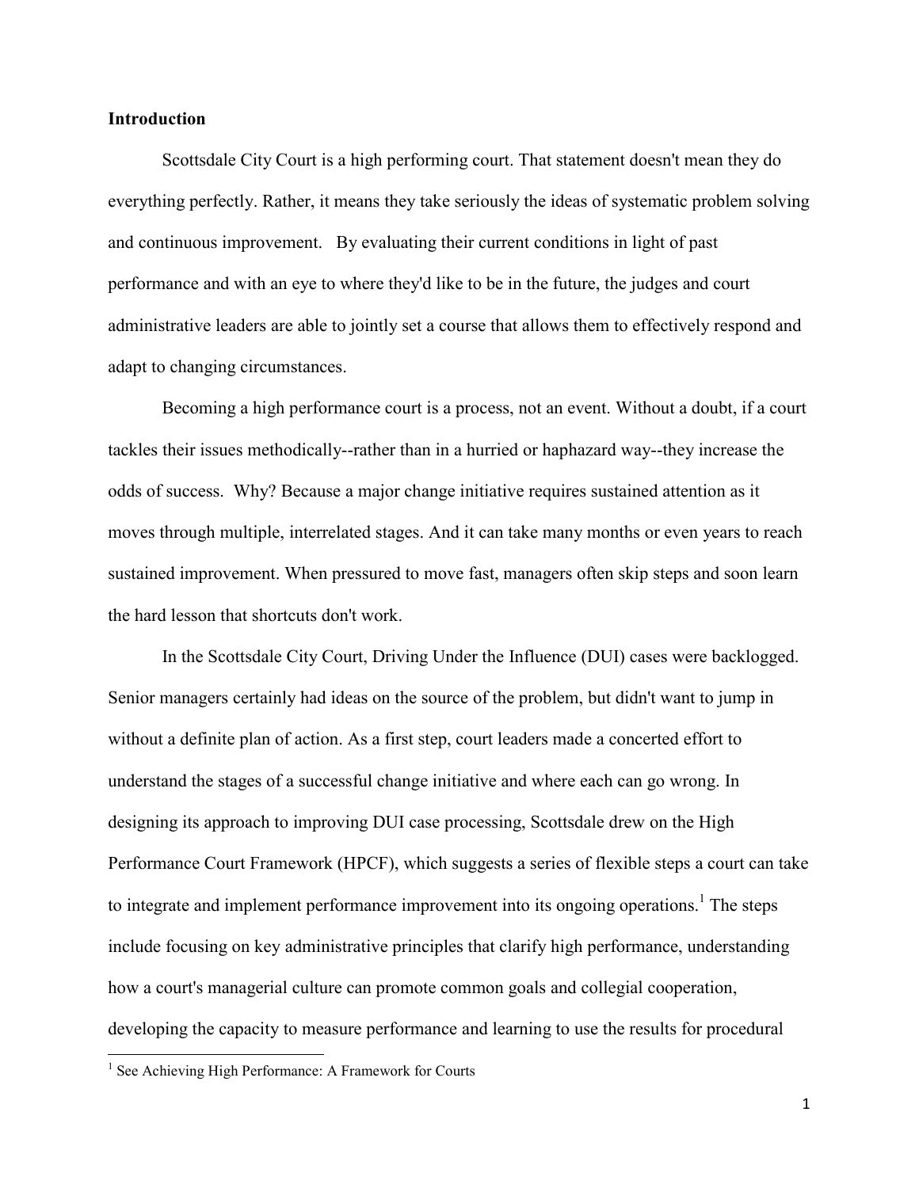## Introduction

Scottsdale City Court is a high performing court. That statement doesn't mean they do everything perfectly. Rather, it means they take seriously the ideas of systematic problem solving and continuous improvement. By evaluating their current conditions in light of past performance and with an eye to where they'd like to be in the future, the judges and court administrative leaders are able to jointly set a course that allows them to effectively respond and adapt to changing circumstances.

Becoming a high performance court is a process, not an event. Without a doubt, if a court tackles their issues methodically--rather than in a hurried or haphazard way--they increase the odds of success. Why? Because a major change initiative requires sustained attention as it moves through multiple, interrelated stages. And it can take many months or even years to reach sustained improvement. When pressured to move fast, managers often skip steps and soon learn the hard lesson that shortcuts don't work.

In the Scottsdale City Court, Driving Under the Influence (DUI) cases were backlogged. Senior managers certainly had ideas on the source of the problem, but didn't want to jump in without a definite plan of action. As a first step, court leaders made a concerted effort to understand the stages of a successful change initiative and where each can go wrong. In designing its approach to improving DUI case processing, Scottsdale drew on the High Performance Court Framework (HPCF), which suggests a series of flexible steps a court can take to integrate and implement performance improvement into its ongoing operations.[1] The steps include focusing on key administrative principles that clarify high performance, understanding how a court's managerial culture can promote common goals and collegial cooperation, developing the capacity to measure performance and learning to use the results for procedural

[1] See Achieving High Performance: A Framework for Courts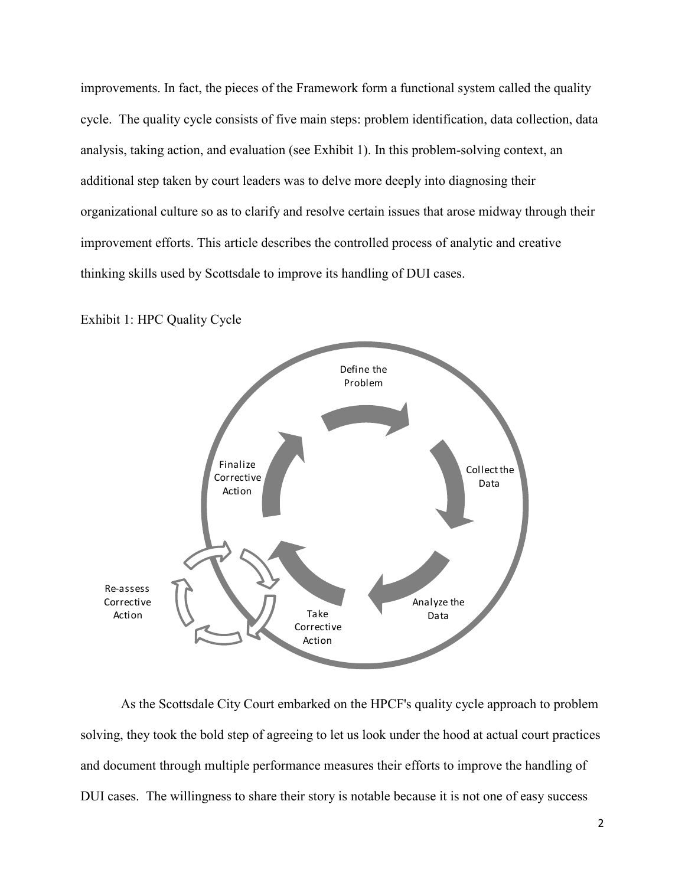improvements. In fact, the pieces of the Framework form a functional system called the quality cycle. The quality cycle consists of five main steps: problem identification, data collection, data analysis, taking action, and evaluation (see Exhibit 1). In this problem-solving context, an additional step taken by court leaders was to delve more deeply into diagnosing their organizational culture so as to clarify and resolve certain issues that arose midway through their improvement efforts. This article describes the controlled process of analytic and creative thinking skills used by Scottsdale to improve its handling of DUI cases.

Exhibit 1: HPC Quality Cycle

Define the Problem

Collect the Data

Analyze the Data

Take Corrective Action

Finalize Corrective Action

Re-assess Corrective Action

As the Scottsdale City Court embarked on the HPCF's quality cycle approach to problem solving, they took the bold step of agreeing to let us look under the hood at actual court practices and document through multiple performance measures their efforts to improve the handling of DUI cases. The willingness to share their story is notable because it is not one of easy success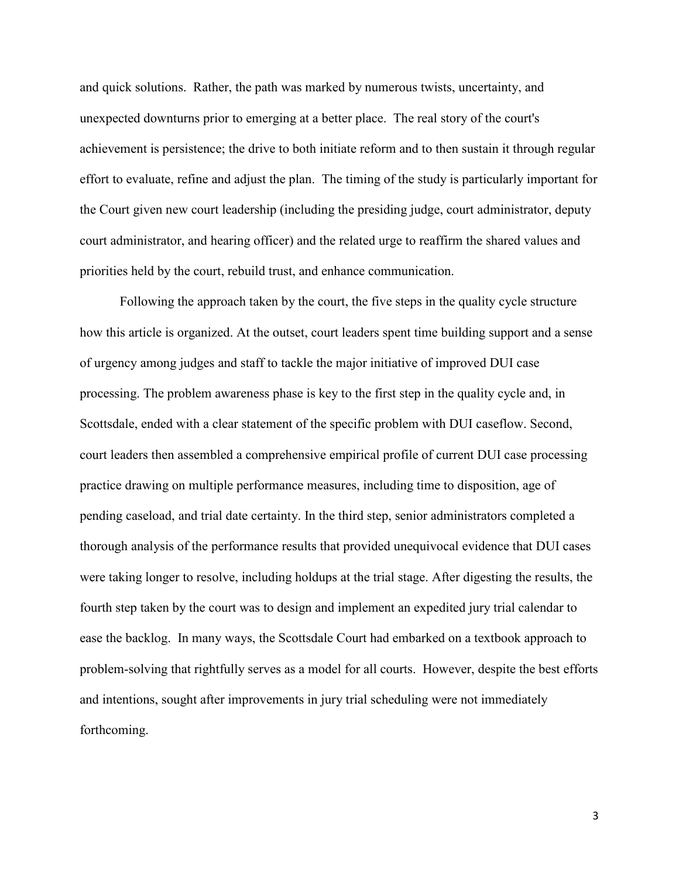and quick solutions. Rather, the path was marked by numerous twists, uncertainty, and unexpected downturns prior to emerging at a better place. The real story of the court's achievement is persistence; the drive to both initiate reform and to then sustain it through regular effort to evaluate, refine and adjust the plan. The timing of the study is particularly important for the Court given new court leadership (including the presiding judge, court administrator, deputy court administrator, and hearing officer) and the related urge to reaffirm the shared values and priorities held by the court, rebuild trust, and enhance communication.

Following the approach taken by the court, the five steps in the quality cycle structure how this article is organized. At the outset, court leaders spent time building support and a sense of urgency among judges and staff to tackle the major initiative of improved DUI case processing. The problem awareness phase is key to the first step in the quality cycle and, in Scottsdale, ended with a clear statement of the specific problem with DUI caseflow. Second, court leaders then assembled a comprehensive empirical profile of current DUI case processing practice drawing on multiple performance measures, including time to disposition, age of pending caseload, and trial date certainty. In the third step, senior administrators completed a thorough analysis of the performance results that provided unequivocal evidence that DUI cases were taking longer to resolve, including holdups at the trial stage. After digesting the results, the fourth step taken by the court was to design and implement an expedited jury trial calendar to ease the backlog. In many ways, the Scottsdale Court had embarked on a textbook approach to problem-solving that rightfully serves as a model for all courts. However, despite the best efforts and intentions, sought after improvements in jury trial scheduling were not immediately forthcoming.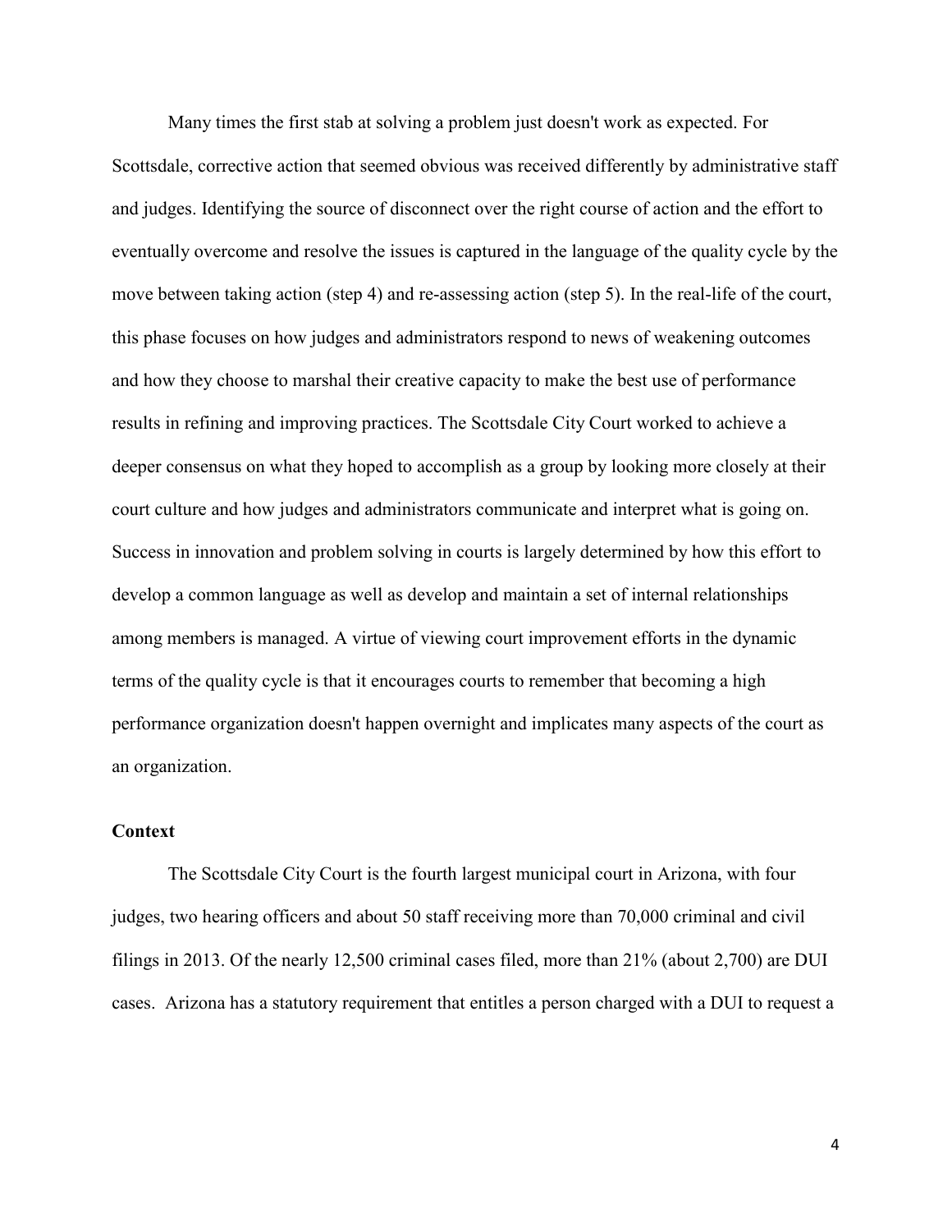Many times the first stab at solving a problem just doesn't work as expected. For Scottsdale, corrective action that seemed obvious was received differently by administrative staff and judges. Identifying the source of disconnect over the right course of action and the effort to eventually overcome and resolve the issues is captured in the language of the quality cycle by the move between taking action (step 4) and re-assessing action (step 5). In the real-life of the court, this phase focuses on how judges and administrators respond to news of weakening outcomes and how they choose to marshal their creative capacity to make the best use of performance results in refining and improving practices. The Scottsdale City Court worked to achieve a deeper consensus on what they hoped to accomplish as a group by looking more closely at their court culture and how judges and administrators communicate and interpret what is going on. Success in innovation and problem solving in courts is largely determined by how this effort to develop a common language as well as develop and maintain a set of internal relationships among members is managed. A virtue of viewing court improvement efforts in the dynamic terms of the quality cycle is that it encourages courts to remember that becoming a high performance organization doesn't happen overnight and implicates many aspects of the court as an organization.

**Context**

The Scottsdale City Court is the fourth largest municipal court in Arizona, with four judges, two hearing officers and about 50 staff receiving more than 70,000 criminal and civil filings in 2013. Of the nearly 12,500 criminal cases filed, more than 21% (about 2,700) are DUI cases. Arizona has a statutory requirement that entitles a person charged with a DUI to request a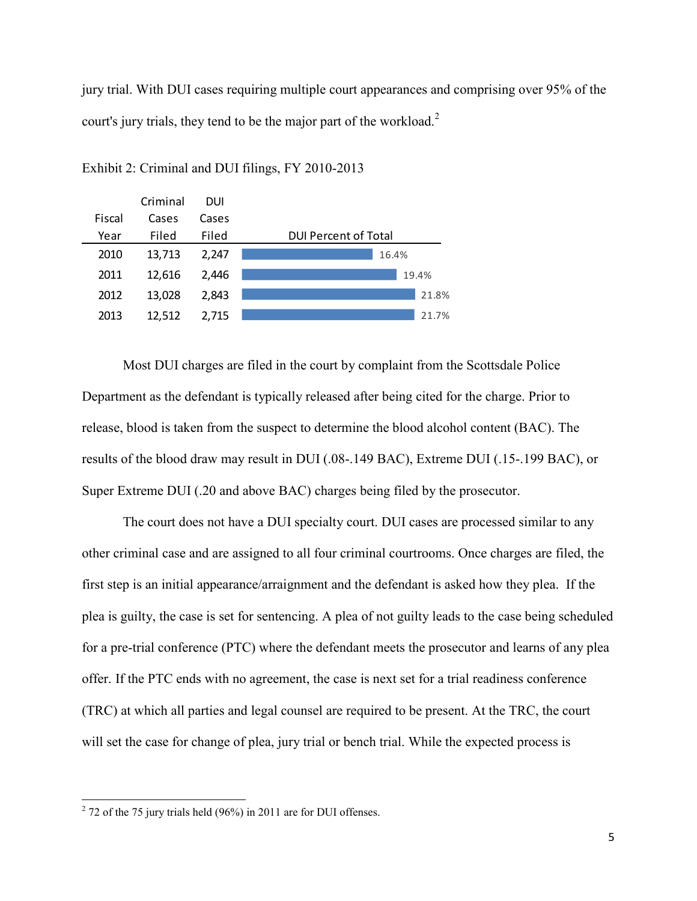jury trial. With DUI cases requiring multiple court appearances and comprising over 95% of the court's jury trials, they tend to be the major part of the workload.[2]

Exhibit 2: Criminal and DUI filings, FY 2010-2013

| Fiscal Year | Criminal Cases Filed | DUI Cases Filed | DUI Percent of Total |
|---|---|---|---|
| 2010 | 13,713 | 2,247 | 16.4% |
| 2011 | 12,616 | 2,446 | 19.4% |
| 2012 | 13,028 | 2,843 | 21.8% |
| 2013 | 12,512 | 2,715 | 21.7% |

Most DUI charges are filed in the court by complaint from the Scottsdale Police Department as the defendant is typically released after being cited for the charge. Prior to release, blood is taken from the suspect to determine the blood alcohol content (BAC). The results of the blood draw may result in DUI (.08-.149 BAC), Extreme DUI (.15-.199 BAC), or Super Extreme DUI (.20 and above BAC) charges being filed by the prosecutor.

The court does not have a DUI specialty court. DUI cases are processed similar to any other criminal case and are assigned to all four criminal courtrooms. Once charges are filed, the first step is an initial appearance/arraignment and the defendant is asked how they plea. If the plea is guilty, the case is set for sentencing. A plea of not guilty leads to the case being scheduled for a pre-trial conference (PTC) where the defendant meets the prosecutor and learns of any plea offer. If the PTC ends with no agreement, the case is next set for a trial readiness conference (TRC) at which all parties and legal counsel are required to be present. At the TRC, the court will set the case for change of plea, jury trial or bench trial. While the expected process is

[2] 72 of the 75 jury trials held (96%) in 2011 are for DUI offenses.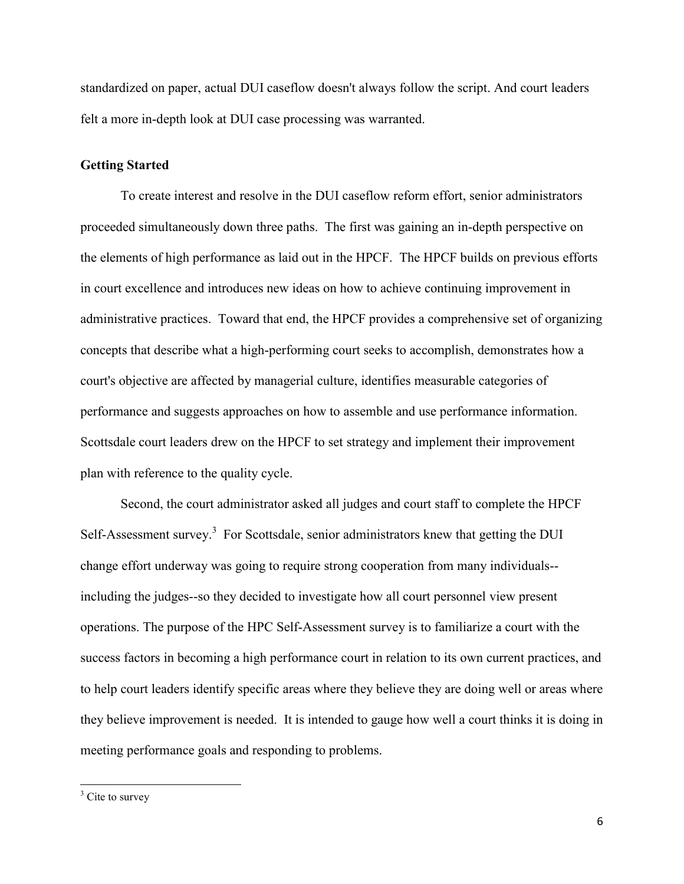standardized on paper, actual DUI caseflow doesn't always follow the script. And court leaders felt a more in-depth look at DUI case processing was warranted.

**Getting Started**

To create interest and resolve in the DUI caseflow reform effort, senior administrators proceeded simultaneously down three paths. The first was gaining an in-depth perspective on the elements of high performance as laid out in the HPCF. The HPCF builds on previous efforts in court excellence and introduces new ideas on how to achieve continuing improvement in administrative practices. Toward that end, the HPCF provides a comprehensive set of organizing concepts that describe what a high-performing court seeks to accomplish, demonstrates how a court's objective are affected by managerial culture, identifies measurable categories of performance and suggests approaches on how to assemble and use performance information. Scottsdale court leaders drew on the HPCF to set strategy and implement their improvement plan with reference to the quality cycle.

Second, the court administrator asked all judges and court staff to complete the HPCF Self-Assessment survey.[3] For Scottsdale, senior administrators knew that getting the DUI change effort underway was going to require strong cooperation from many individuals--including the judges--so they decided to investigate how all court personnel view present operations. The purpose of the HPC Self-Assessment survey is to familiarize a court with the success factors in becoming a high performance court in relation to its own current practices, and to help court leaders identify specific areas where they believe they are doing well or areas where they believe improvement is needed. It is intended to gauge how well a court thinks it is doing in meeting performance goals and responding to problems.

---

[3] Cite to survey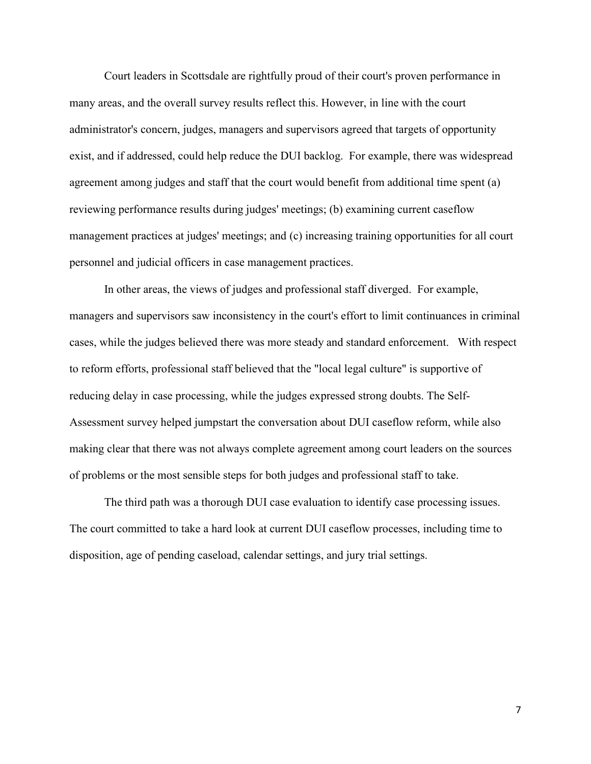Court leaders in Scottsdale are rightfully proud of their court's proven performance in many areas, and the overall survey results reflect this. However, in line with the court administrator's concern, judges, managers and supervisors agreed that targets of opportunity exist, and if addressed, could help reduce the DUI backlog. For example, there was widespread agreement among judges and staff that the court would benefit from additional time spent (a) reviewing performance results during judges' meetings; (b) examining current caseflow management practices at judges' meetings; and (c) increasing training opportunities for all court personnel and judicial officers in case management practices.

In other areas, the views of judges and professional staff diverged. For example, managers and supervisors saw inconsistency in the court's effort to limit continuances in criminal cases, while the judges believed there was more steady and standard enforcement. With respect to reform efforts, professional staff believed that the "local legal culture" is supportive of reducing delay in case processing, while the judges expressed strong doubts. The Self-Assessment survey helped jumpstart the conversation about DUI caseflow reform, while also making clear that there was not always complete agreement among court leaders on the sources of problems or the most sensible steps for both judges and professional staff to take.

The third path was a thorough DUI case evaluation to identify case processing issues. The court committed to take a hard look at current DUI caseflow processes, including time to disposition, age of pending caseload, calendar settings, and jury trial settings.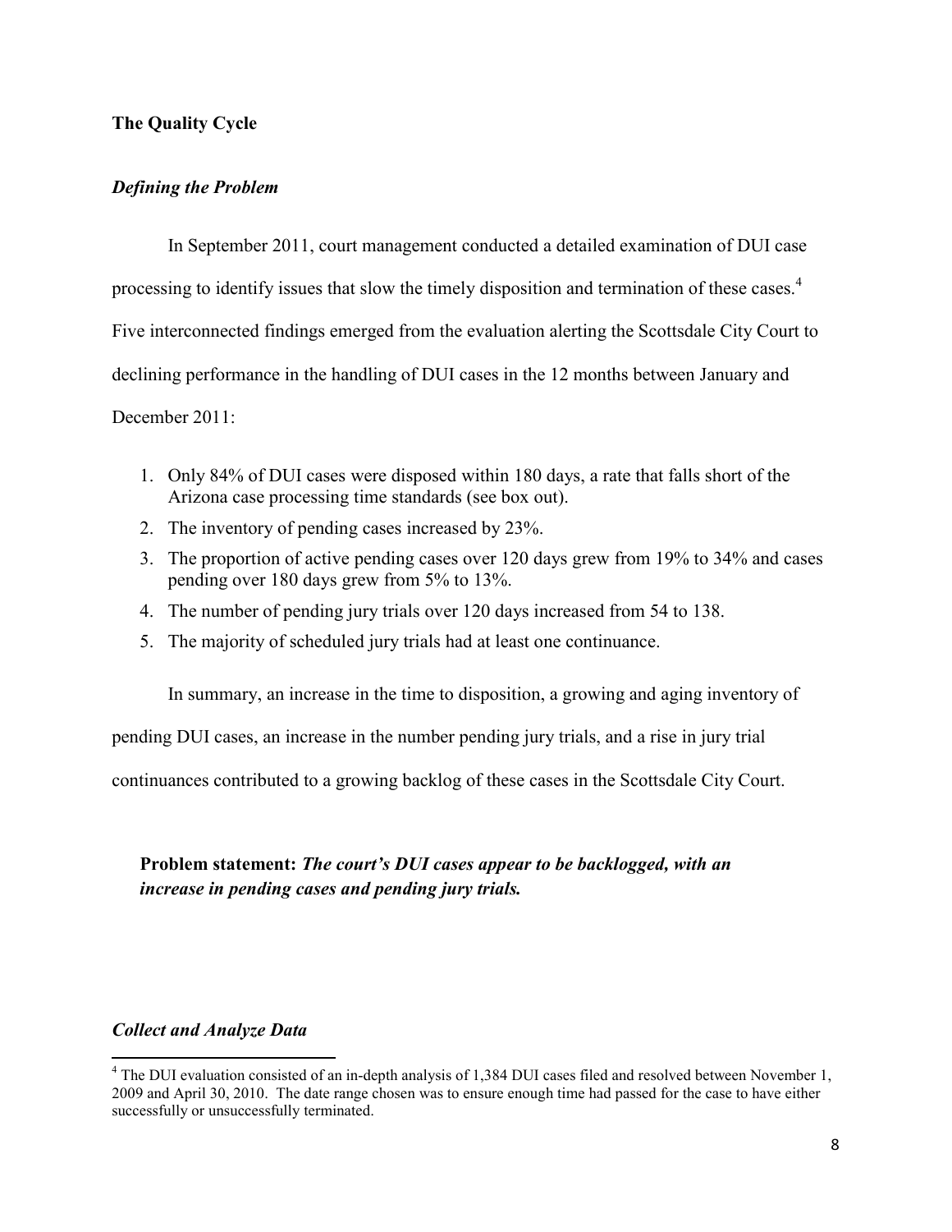## The Quality Cycle

### *Defining the Problem*

In September 2011, court management conducted a detailed examination of DUI case processing to identify issues that slow the timely disposition and termination of these cases.[4] Five interconnected findings emerged from the evaluation alerting the Scottsdale City Court to declining performance in the handling of DUI cases in the 12 months between January and December 2011:

1. Only 84% of DUI cases were disposed within 180 days, a rate that falls short of the Arizona case processing time standards (see box out).
2. The inventory of pending cases increased by 23%.
3. The proportion of active pending cases over 120 days grew from 19% to 34% and cases pending over 180 days grew from 5% to 13%.
4. The number of pending jury trials over 120 days increased from 54 to 138.
5. The majority of scheduled jury trials had at least one continuance.

In summary, an increase in the time to disposition, a growing and aging inventory of pending DUI cases, an increase in the number pending jury trials, and a rise in jury trial continuances contributed to a growing backlog of these cases in the Scottsdale City Court.

**Problem statement:** ***The court's DUI cases appear to be backlogged, with an increase in pending cases and pending jury trials.***

### *Collect and Analyze Data*

[4] The DUI evaluation consisted of an in-depth analysis of 1,384 DUI cases filed and resolved between November 1, 2009 and April 30, 2010. The date range chosen was to ensure enough time had passed for the case to have either successfully or unsuccessfully terminated.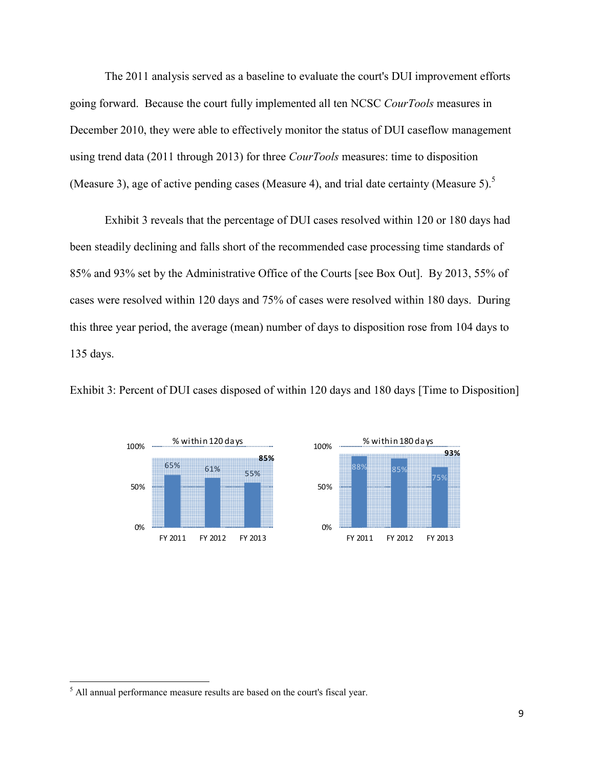The 2011 analysis served as a baseline to evaluate the court's DUI improvement efforts going forward. Because the court fully implemented all ten NCSC *CourTools* measures in December 2010, they were able to effectively monitor the status of DUI caseflow management using trend data (2011 through 2013) for three *CourTools* measures: time to disposition (Measure 3), age of active pending cases (Measure 4), and trial date certainty (Measure 5).[5]

Exhibit 3 reveals that the percentage of DUI cases resolved within 120 or 180 days had been steadily declining and falls short of the recommended case processing time standards of 85% and 93% set by the Administrative Office of the Courts [see Box Out]. By 2013, 55% of cases were resolved within 120 days and 75% of cases were resolved within 180 days. During this three year period, the average (mean) number of days to disposition rose from 104 days to 135 days.

Exhibit 3: Percent of DUI cases disposed of within 120 days and 180 days [Time to Disposition]

| | % within 120 days | % within 180 days |
|---|---|---|
| FY 2011 | 65% | 88% |
| FY 2012 | 61% | 85% |
| FY 2013 | 55% | 75% |
| Standard | 85% | 93% |

[5] All annual performance measure results are based on the court's fiscal year.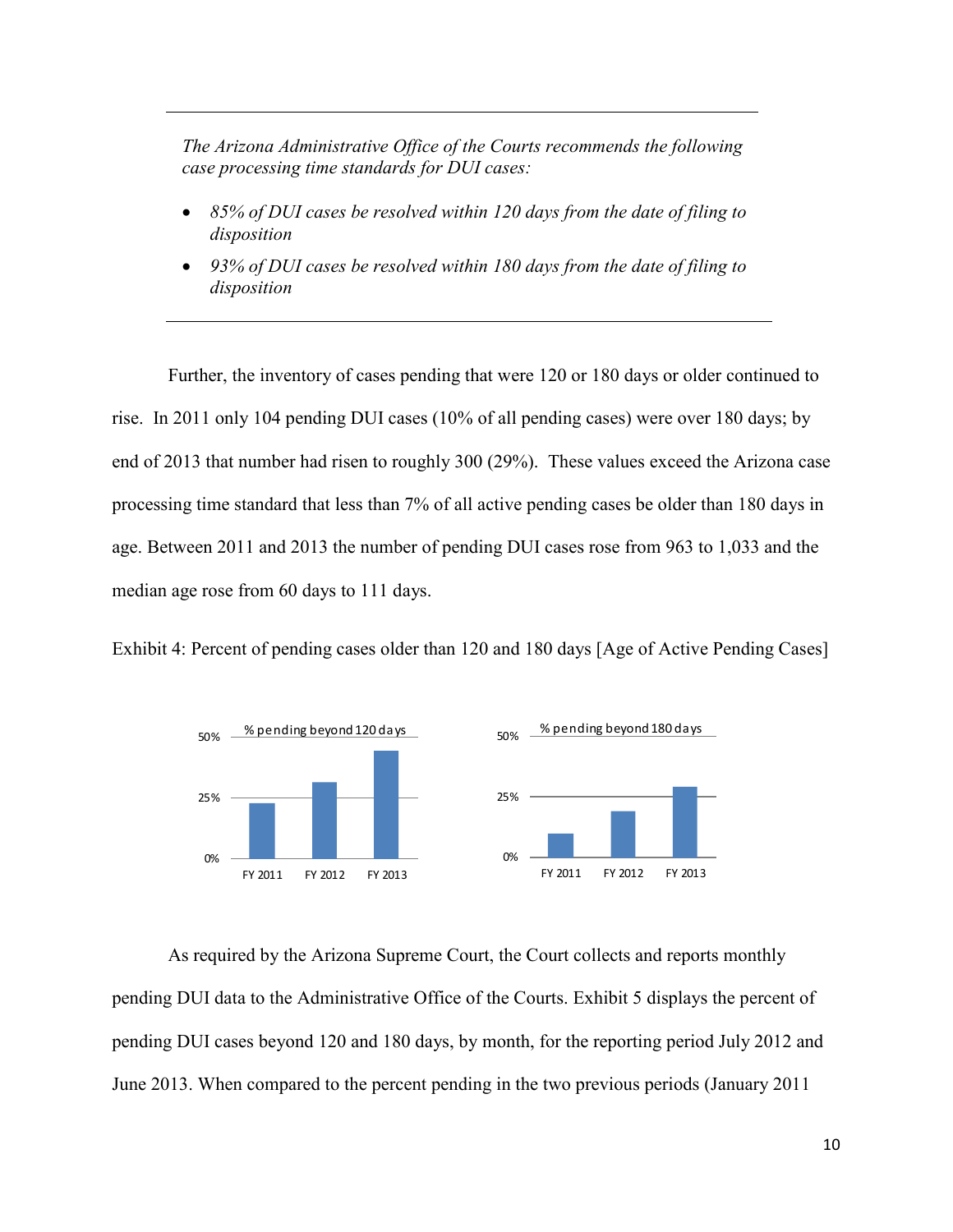---

*The Arizona Administrative Office of the Courts recommends the following case processing time standards for DUI cases:*

- *85% of DUI cases be resolved within 120 days from the date of filing to disposition*
- *93% of DUI cases be resolved within 180 days from the date of filing to disposition*

---

Further, the inventory of cases pending that were 120 or 180 days or older continued to rise. In 2011 only 104 pending DUI cases (10% of all pending cases) were over 180 days; by end of 2013 that number had risen to roughly 300 (29%). These values exceed the Arizona case processing time standard that less than 7% of all active pending cases be older than 180 days in age. Between 2011 and 2013 the number of pending DUI cases rose from 963 to 1,033 and the median age rose from 60 days to 111 days.

Exhibit 4: Percent of pending cases older than 120 and 180 days [Age of Active Pending Cases]

As required by the Arizona Supreme Court, the Court collects and reports monthly pending DUI data to the Administrative Office of the Courts. Exhibit 5 displays the percent of pending DUI cases beyond 120 and 180 days, by month, for the reporting period July 2012 and June 2013. When compared to the percent pending in the two previous periods (January 2011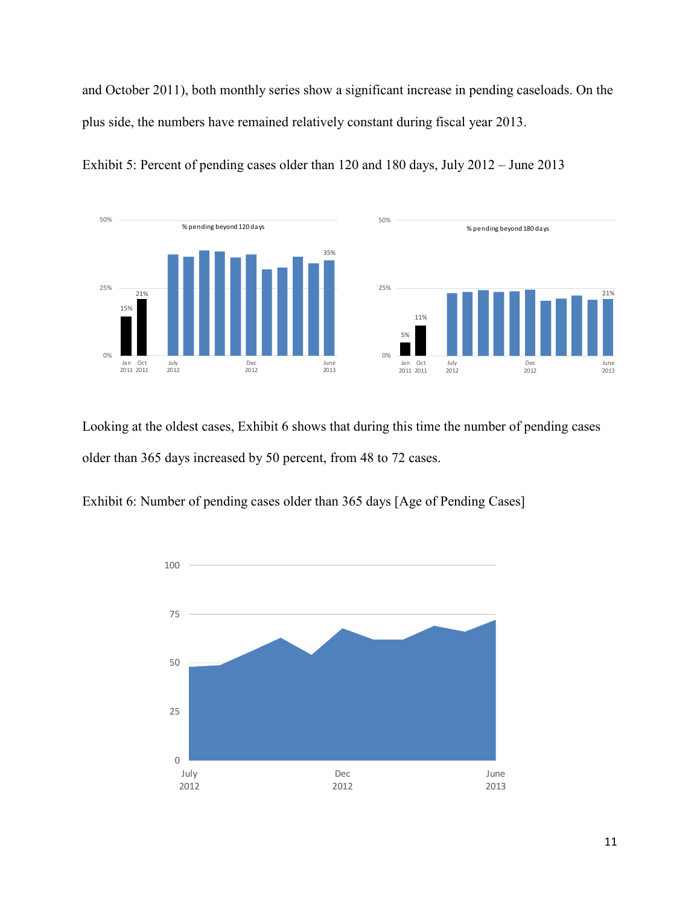and October 2011), both monthly series show a significant increase in pending caseloads. On the plus side, the numbers have remained relatively constant during fiscal year 2013.

Exhibit 5: Percent of pending cases older than 120 and 180 days, July 2012 – June 2013

Looking at the oldest cases, Exhibit 6 shows that during this time the number of pending cases older than 365 days increased by 50 percent, from 48 to 72 cases.

Exhibit 6: Number of pending cases older than 365 days [Age of Pending Cases]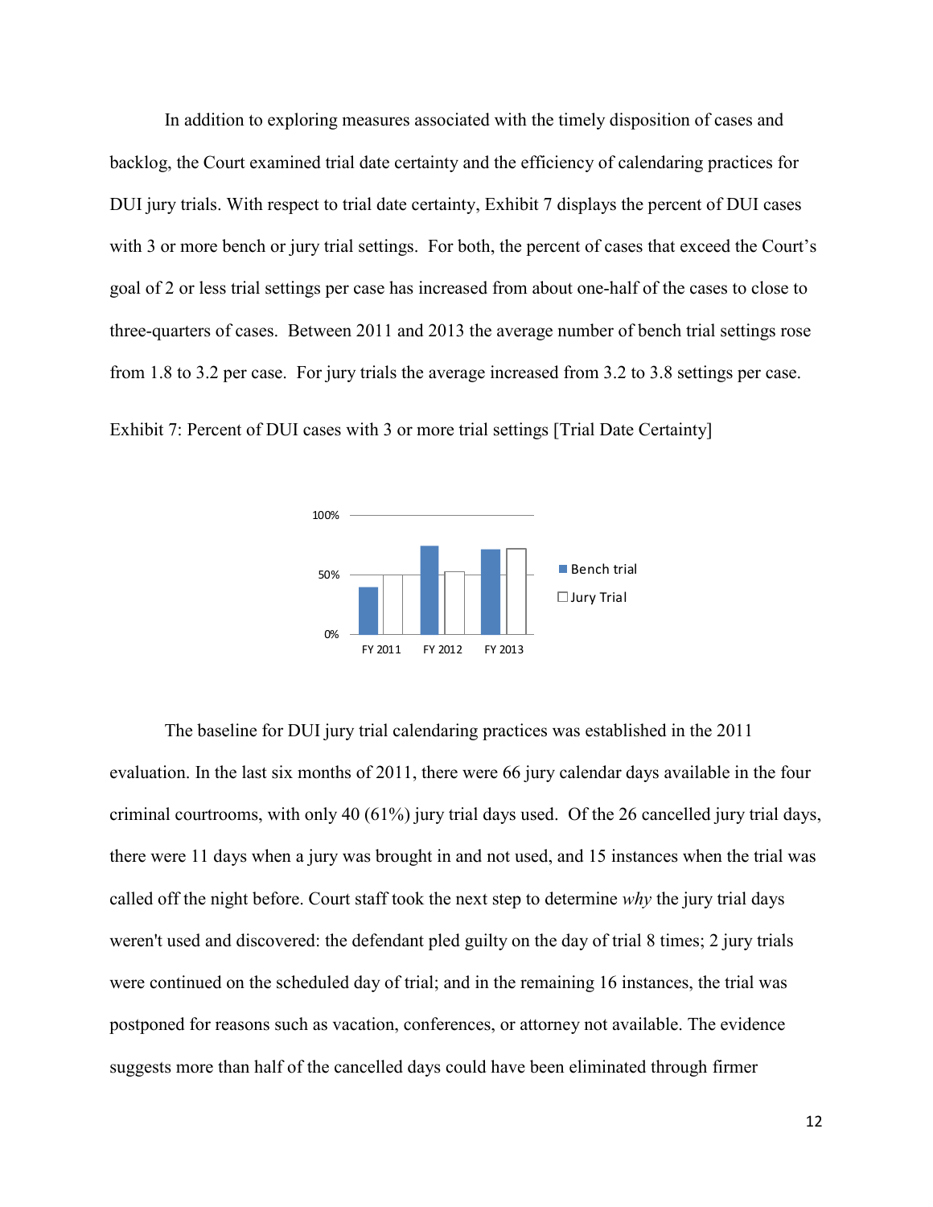In addition to exploring measures associated with the timely disposition of cases and backlog, the Court examined trial date certainty and the efficiency of calendaring practices for DUI jury trials. With respect to trial date certainty, Exhibit 7 displays the percent of DUI cases with 3 or more bench or jury trial settings. For both, the percent of cases that exceed the Court's goal of 2 or less trial settings per case has increased from about one-half of the cases to close to three-quarters of cases. Between 2011 and 2013 the average number of bench trial settings rose from 1.8 to 3.2 per case. For jury trials the average increased from 3.2 to 3.8 settings per case.

Exhibit 7: Percent of DUI cases with 3 or more trial settings [Trial Date Certainty]

The baseline for DUI jury trial calendaring practices was established in the 2011 evaluation. In the last six months of 2011, there were 66 jury calendar days available in the four criminal courtrooms, with only 40 (61%) jury trial days used. Of the 26 cancelled jury trial days, there were 11 days when a jury was brought in and not used, and 15 instances when the trial was called off the night before. Court staff took the next step to determine *why* the jury trial days weren't used and discovered: the defendant pled guilty on the day of trial 8 times; 2 jury trials were continued on the scheduled day of trial; and in the remaining 16 instances, the trial was postponed for reasons such as vacation, conferences, or attorney not available. The evidence suggests more than half of the cancelled days could have been eliminated through firmer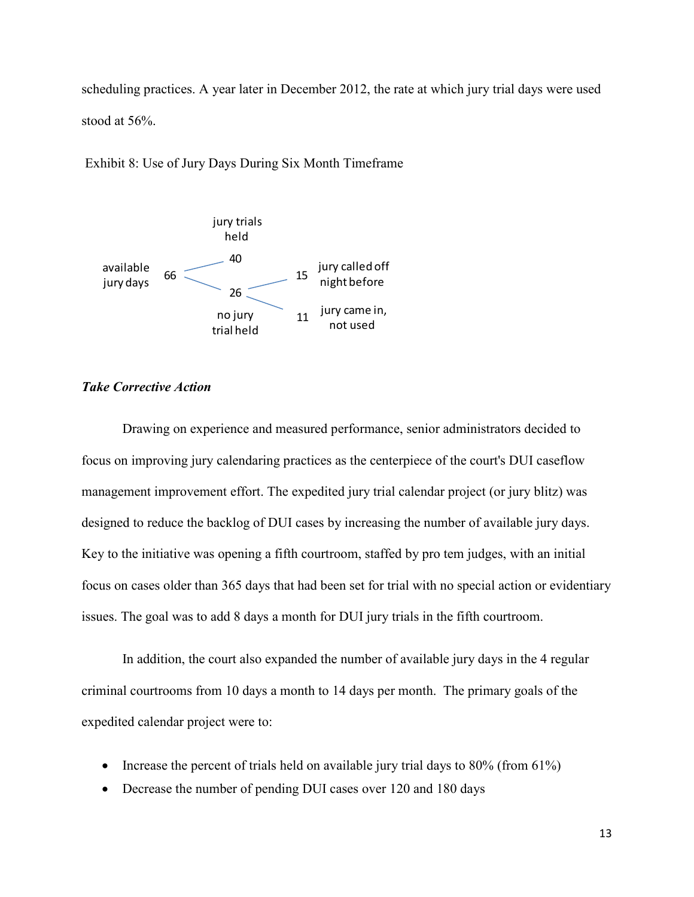scheduling practices. A year later in December 2012, the rate at which jury trial days were used stood at 56%.

Exhibit 8: Use of Jury Days During Six Month Timeframe

| available jury days | | outcome | | breakdown |
|---|---|---|---|---|
| 66 | jury trials held | 40 | | |
| | no jury trial held | 26 | jury called off night before | 15 |
| | | | jury came in, not used | 11 |

***Take Corrective Action***

Drawing on experience and measured performance, senior administrators decided to focus on improving jury calendaring practices as the centerpiece of the court's DUI caseflow management improvement effort. The expedited jury trial calendar project (or jury blitz) was designed to reduce the backlog of DUI cases by increasing the number of available jury days. Key to the initiative was opening a fifth courtroom, staffed by pro tem judges, with an initial focus on cases older than 365 days that had been set for trial with no special action or evidentiary issues. The goal was to add 8 days a month for DUI jury trials in the fifth courtroom.

In addition, the court also expanded the number of available jury days in the 4 regular criminal courtrooms from 10 days a month to 14 days per month. The primary goals of the expedited calendar project were to:

- Increase the percent of trials held on available jury trial days to 80% (from 61%)
- Decrease the number of pending DUI cases over 120 and 180 days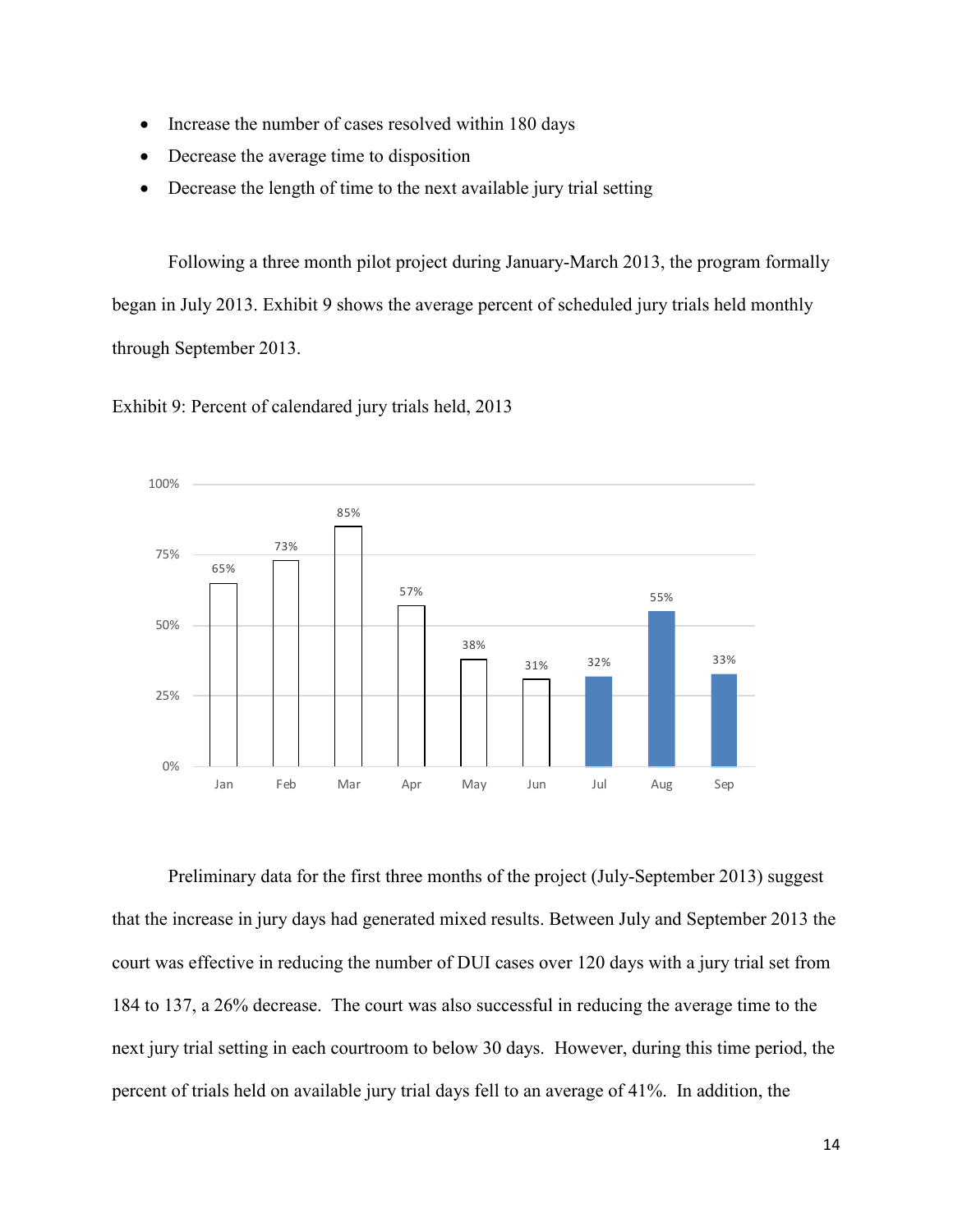- Increase the number of cases resolved within 180 days
- Decrease the average time to disposition
- Decrease the length of time to the next available jury trial setting

Following a three month pilot project during January-March 2013, the program formally began in July 2013. Exhibit 9 shows the average percent of scheduled jury trials held monthly through September 2013.

Exhibit 9: Percent of calendared jury trials held, 2013

| Month | Percent |
| --- | --- |
| Jan | 65% |
| Feb | 73% |
| Mar | 85% |
| Apr | 57% |
| May | 38% |
| Jun | 31% |
| Jul | 32% |
| Aug | 55% |
| Sep | 33% |

Preliminary data for the first three months of the project (July-September 2013) suggest that the increase in jury days had generated mixed results. Between July and September 2013 the court was effective in reducing the number of DUI cases over 120 days with a jury trial set from 184 to 137, a 26% decrease. The court was also successful in reducing the average time to the next jury trial setting in each courtroom to below 30 days. However, during this time period, the percent of trials held on available jury trial days fell to an average of 41%. In addition, the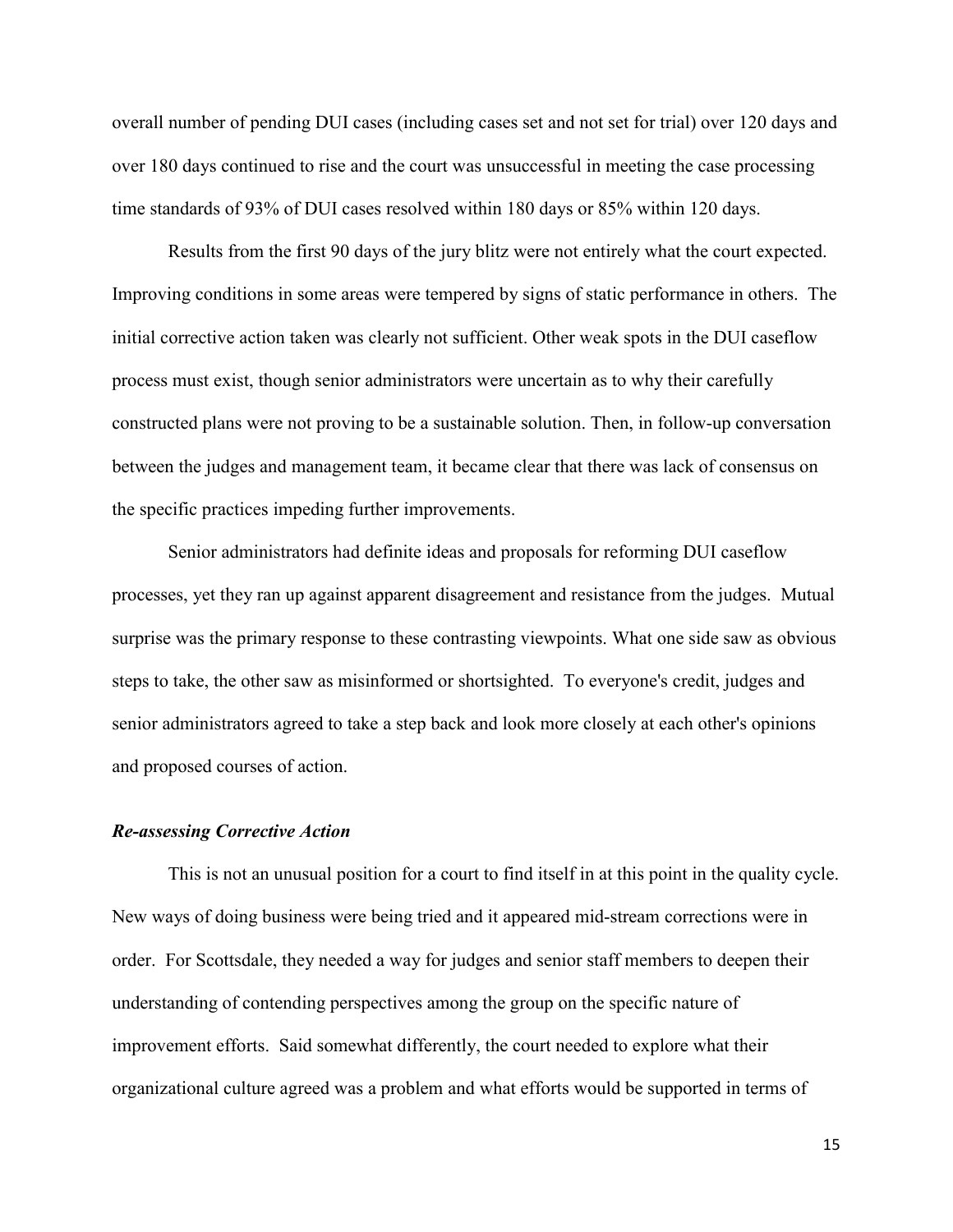overall number of pending DUI cases (including cases set and not set for trial) over 120 days and over 180 days continued to rise and the court was unsuccessful in meeting the case processing time standards of 93% of DUI cases resolved within 180 days or 85% within 120 days.

Results from the first 90 days of the jury blitz were not entirely what the court expected. Improving conditions in some areas were tempered by signs of static performance in others. The initial corrective action taken was clearly not sufficient. Other weak spots in the DUI caseflow process must exist, though senior administrators were uncertain as to why their carefully constructed plans were not proving to be a sustainable solution. Then, in follow-up conversation between the judges and management team, it became clear that there was lack of consensus on the specific practices impeding further improvements.

Senior administrators had definite ideas and proposals for reforming DUI caseflow processes, yet they ran up against apparent disagreement and resistance from the judges. Mutual surprise was the primary response to these contrasting viewpoints. What one side saw as obvious steps to take, the other saw as misinformed or shortsighted. To everyone's credit, judges and senior administrators agreed to take a step back and look more closely at each other's opinions and proposed courses of action.

### *Re-assessing Corrective Action*

This is not an unusual position for a court to find itself in at this point in the quality cycle. New ways of doing business were being tried and it appeared mid-stream corrections were in order. For Scottsdale, they needed a way for judges and senior staff members to deepen their understanding of contending perspectives among the group on the specific nature of improvement efforts. Said somewhat differently, the court needed to explore what their organizational culture agreed was a problem and what efforts would be supported in terms of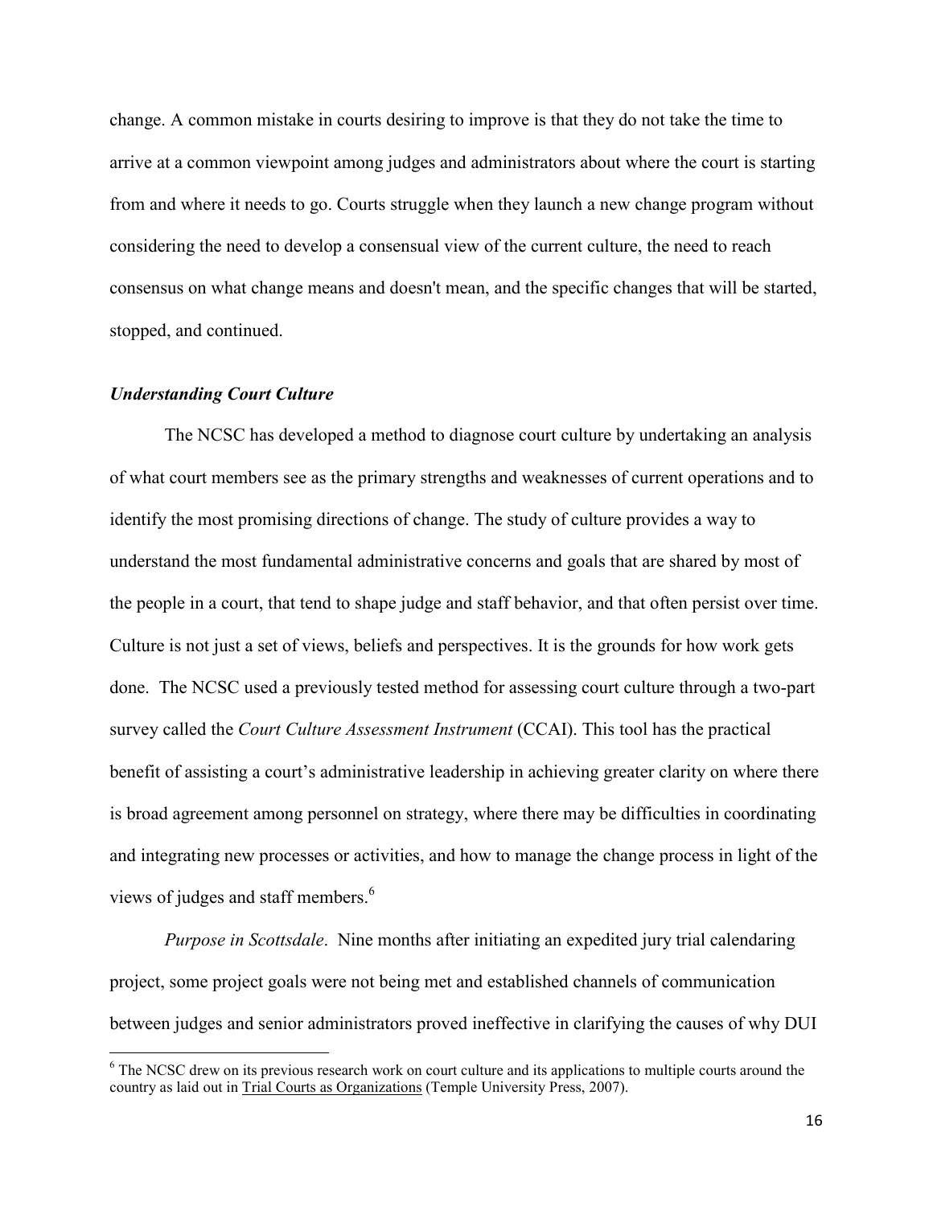change. A common mistake in courts desiring to improve is that they do not take the time to arrive at a common viewpoint among judges and administrators about where the court is starting from and where it needs to go. Courts struggle when they launch a new change program without considering the need to develop a consensual view of the current culture, the need to reach consensus on what change means and doesn't mean, and the specific changes that will be started, stopped, and continued.

### ***Understanding Court Culture***

The NCSC has developed a method to diagnose court culture by undertaking an analysis of what court members see as the primary strengths and weaknesses of current operations and to identify the most promising directions of change. The study of culture provides a way to understand the most fundamental administrative concerns and goals that are shared by most of the people in a court, that tend to shape judge and staff behavior, and that often persist over time. Culture is not just a set of views, beliefs and perspectives. It is the grounds for how work gets done. The NCSC used a previously tested method for assessing court culture through a two-part survey called the *Court Culture Assessment Instrument* (CCAI). This tool has the practical benefit of assisting a court's administrative leadership in achieving greater clarity on where there is broad agreement among personnel on strategy, where there may be difficulties in coordinating and integrating new processes or activities, and how to manage the change process in light of the views of judges and staff members.[6]

*Purpose in Scottsdale*. Nine months after initiating an expedited jury trial calendaring project, some project goals were not being met and established channels of communication between judges and senior administrators proved ineffective in clarifying the causes of why DUI

---

[6] The NCSC drew on its previous research work on court culture and its applications to multiple courts around the country as laid out in Trial Courts as Organizations (Temple University Press, 2007).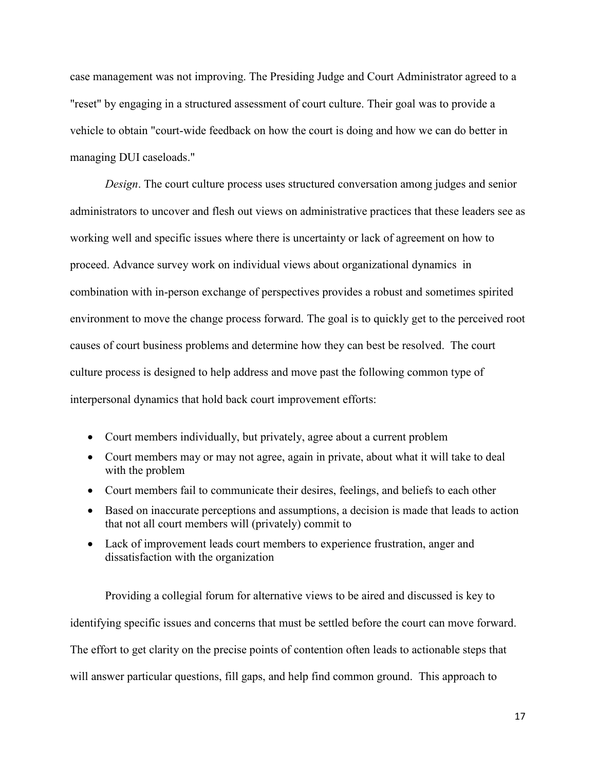case management was not improving. The Presiding Judge and Court Administrator agreed to a "reset" by engaging in a structured assessment of court culture. Their goal was to provide a vehicle to obtain "court-wide feedback on how the court is doing and how we can do better in managing DUI caseloads."

*Design*. The court culture process uses structured conversation among judges and senior administrators to uncover and flesh out views on administrative practices that these leaders see as working well and specific issues where there is uncertainty or lack of agreement on how to proceed. Advance survey work on individual views about organizational dynamics in combination with in-person exchange of perspectives provides a robust and sometimes spirited environment to move the change process forward. The goal is to quickly get to the perceived root causes of court business problems and determine how they can best be resolved. The court culture process is designed to help address and move past the following common type of interpersonal dynamics that hold back court improvement efforts:

- Court members individually, but privately, agree about a current problem
- Court members may or may not agree, again in private, about what it will take to deal with the problem
- Court members fail to communicate their desires, feelings, and beliefs to each other
- Based on inaccurate perceptions and assumptions, a decision is made that leads to action that not all court members will (privately) commit to
- Lack of improvement leads court members to experience frustration, anger and dissatisfaction with the organization

Providing a collegial forum for alternative views to be aired and discussed is key to identifying specific issues and concerns that must be settled before the court can move forward. The effort to get clarity on the precise points of contention often leads to actionable steps that will answer particular questions, fill gaps, and help find common ground. This approach to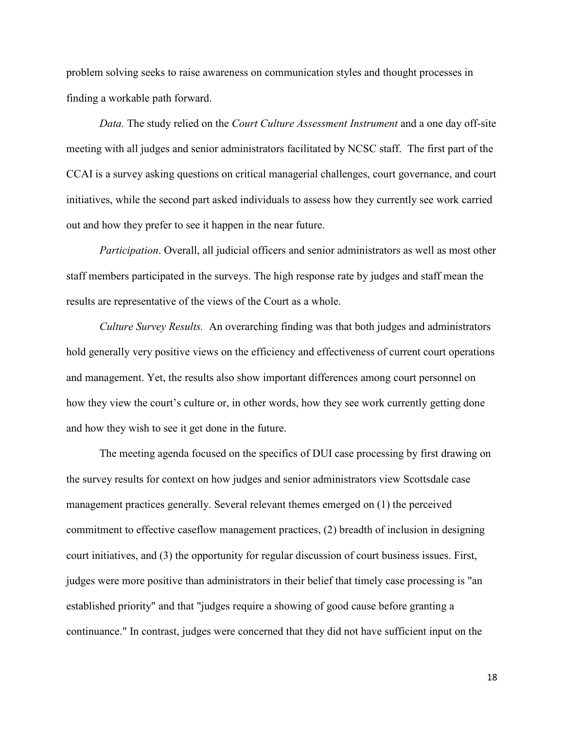problem solving seeks to raise awareness on communication styles and thought processes in finding a workable path forward.

*Data.* The study relied on the *Court Culture Assessment Instrument* and a one day off-site meeting with all judges and senior administrators facilitated by NCSC staff. The first part of the CCAI is a survey asking questions on critical managerial challenges, court governance, and court initiatives, while the second part asked individuals to assess how they currently see work carried out and how they prefer to see it happen in the near future.

*Participation*. Overall, all judicial officers and senior administrators as well as most other staff members participated in the surveys. The high response rate by judges and staff mean the results are representative of the views of the Court as a whole.

*Culture Survey Results.* An overarching finding was that both judges and administrators hold generally very positive views on the efficiency and effectiveness of current court operations and management. Yet, the results also show important differences among court personnel on how they view the court's culture or, in other words, how they see work currently getting done and how they wish to see it get done in the future.

The meeting agenda focused on the specifics of DUI case processing by first drawing on the survey results for context on how judges and senior administrators view Scottsdale case management practices generally. Several relevant themes emerged on (1) the perceived commitment to effective caseflow management practices, (2) breadth of inclusion in designing court initiatives, and (3) the opportunity for regular discussion of court business issues. First, judges were more positive than administrators in their belief that timely case processing is "an established priority" and that "judges require a showing of good cause before granting a continuance." In contrast, judges were concerned that they did not have sufficient input on the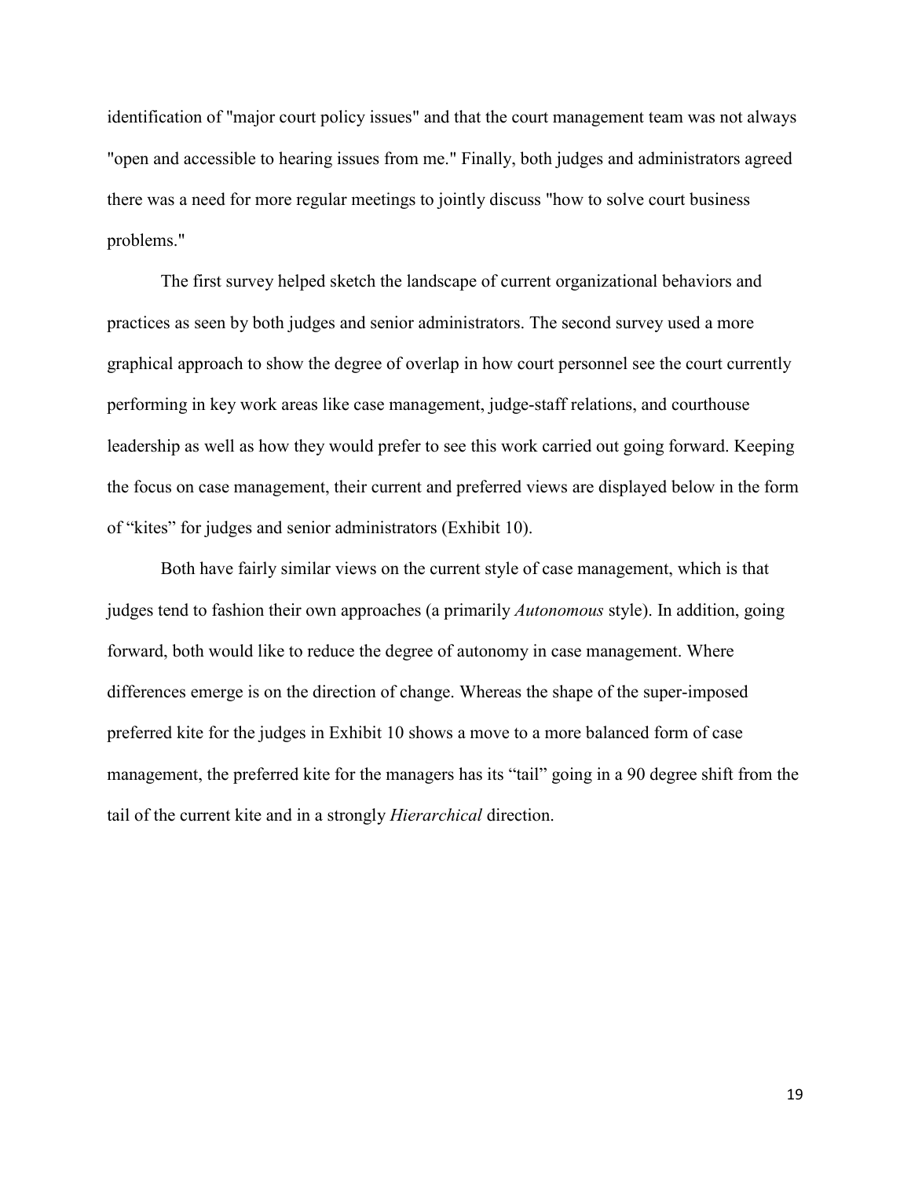identification of "major court policy issues" and that the court management team was not always "open and accessible to hearing issues from me." Finally, both judges and administrators agreed there was a need for more regular meetings to jointly discuss "how to solve court business problems."

The first survey helped sketch the landscape of current organizational behaviors and practices as seen by both judges and senior administrators. The second survey used a more graphical approach to show the degree of overlap in how court personnel see the court currently performing in key work areas like case management, judge-staff relations, and courthouse leadership as well as how they would prefer to see this work carried out going forward. Keeping the focus on case management, their current and preferred views are displayed below in the form of "kites" for judges and senior administrators (Exhibit 10).

Both have fairly similar views on the current style of case management, which is that judges tend to fashion their own approaches (a primarily *Autonomous* style). In addition, going forward, both would like to reduce the degree of autonomy in case management. Where differences emerge is on the direction of change. Whereas the shape of the super-imposed preferred kite for the judges in Exhibit 10 shows a move to a more balanced form of case management, the preferred kite for the managers has its "tail" going in a 90 degree shift from the tail of the current kite and in a strongly *Hierarchical* direction.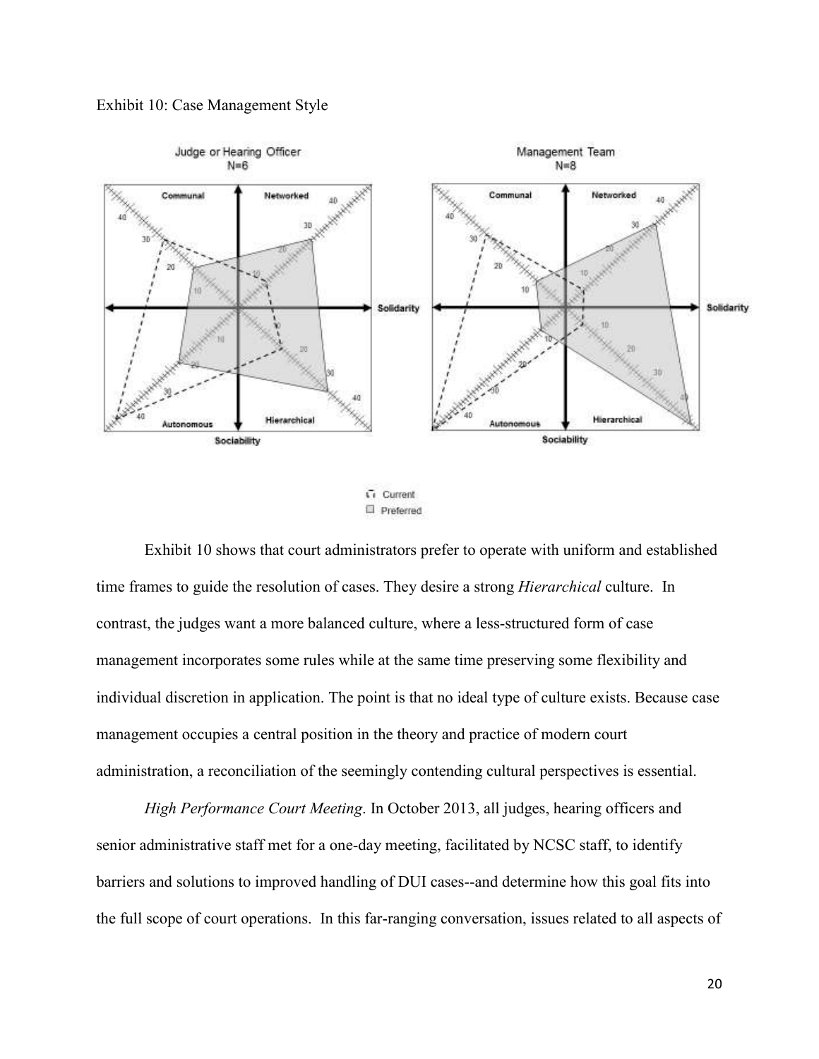Exhibit 10: Case Management Style

Exhibit 10 shows that court administrators prefer to operate with uniform and established time frames to guide the resolution of cases. They desire a strong *Hierarchical* culture. In contrast, the judges want a more balanced culture, where a less-structured form of case management incorporates some rules while at the same time preserving some flexibility and individual discretion in application. The point is that no ideal type of culture exists. Because case management occupies a central position in the theory and practice of modern court administration, a reconciliation of the seemingly contending cultural perspectives is essential.

*High Performance Court Meeting*. In October 2013, all judges, hearing officers and senior administrative staff met for a one-day meeting, facilitated by NCSC staff, to identify barriers and solutions to improved handling of DUI cases--and determine how this goal fits into the full scope of court operations. In this far-ranging conversation, issues related to all aspects of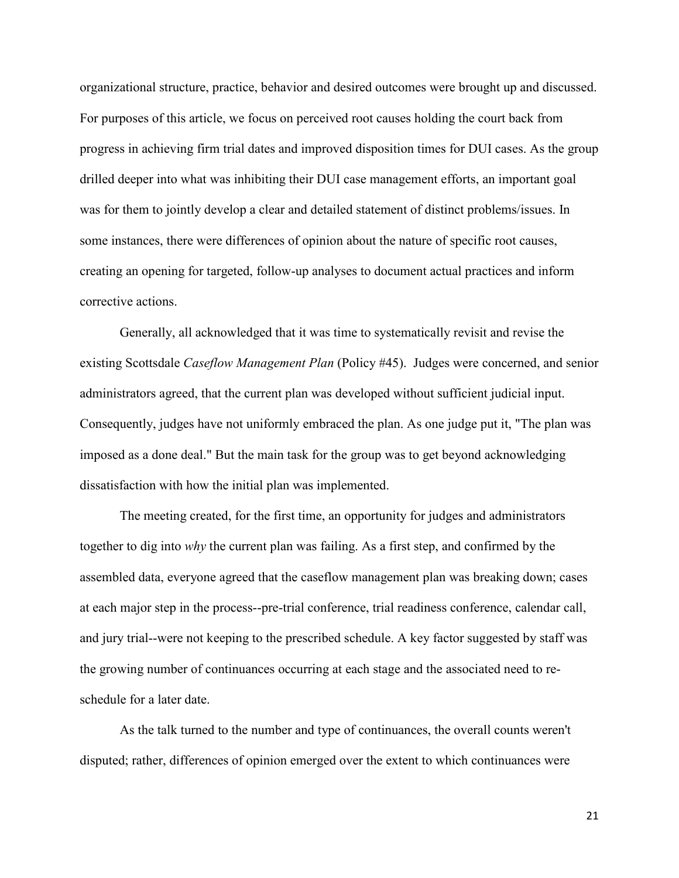organizational structure, practice, behavior and desired outcomes were brought up and discussed. For purposes of this article, we focus on perceived root causes holding the court back from progress in achieving firm trial dates and improved disposition times for DUI cases. As the group drilled deeper into what was inhibiting their DUI case management efforts, an important goal was for them to jointly develop a clear and detailed statement of distinct problems/issues. In some instances, there were differences of opinion about the nature of specific root causes, creating an opening for targeted, follow-up analyses to document actual practices and inform corrective actions.

Generally, all acknowledged that it was time to systematically revisit and revise the existing Scottsdale *Caseflow Management Plan* (Policy #45). Judges were concerned, and senior administrators agreed, that the current plan was developed without sufficient judicial input. Consequently, judges have not uniformly embraced the plan. As one judge put it, "The plan was imposed as a done deal." But the main task for the group was to get beyond acknowledging dissatisfaction with how the initial plan was implemented.

The meeting created, for the first time, an opportunity for judges and administrators together to dig into *why* the current plan was failing. As a first step, and confirmed by the assembled data, everyone agreed that the caseflow management plan was breaking down; cases at each major step in the process--pre-trial conference, trial readiness conference, calendar call, and jury trial--were not keeping to the prescribed schedule. A key factor suggested by staff was the growing number of continuances occurring at each stage and the associated need to re-schedule for a later date.

As the talk turned to the number and type of continuances, the overall counts weren't disputed; rather, differences of opinion emerged over the extent to which continuances were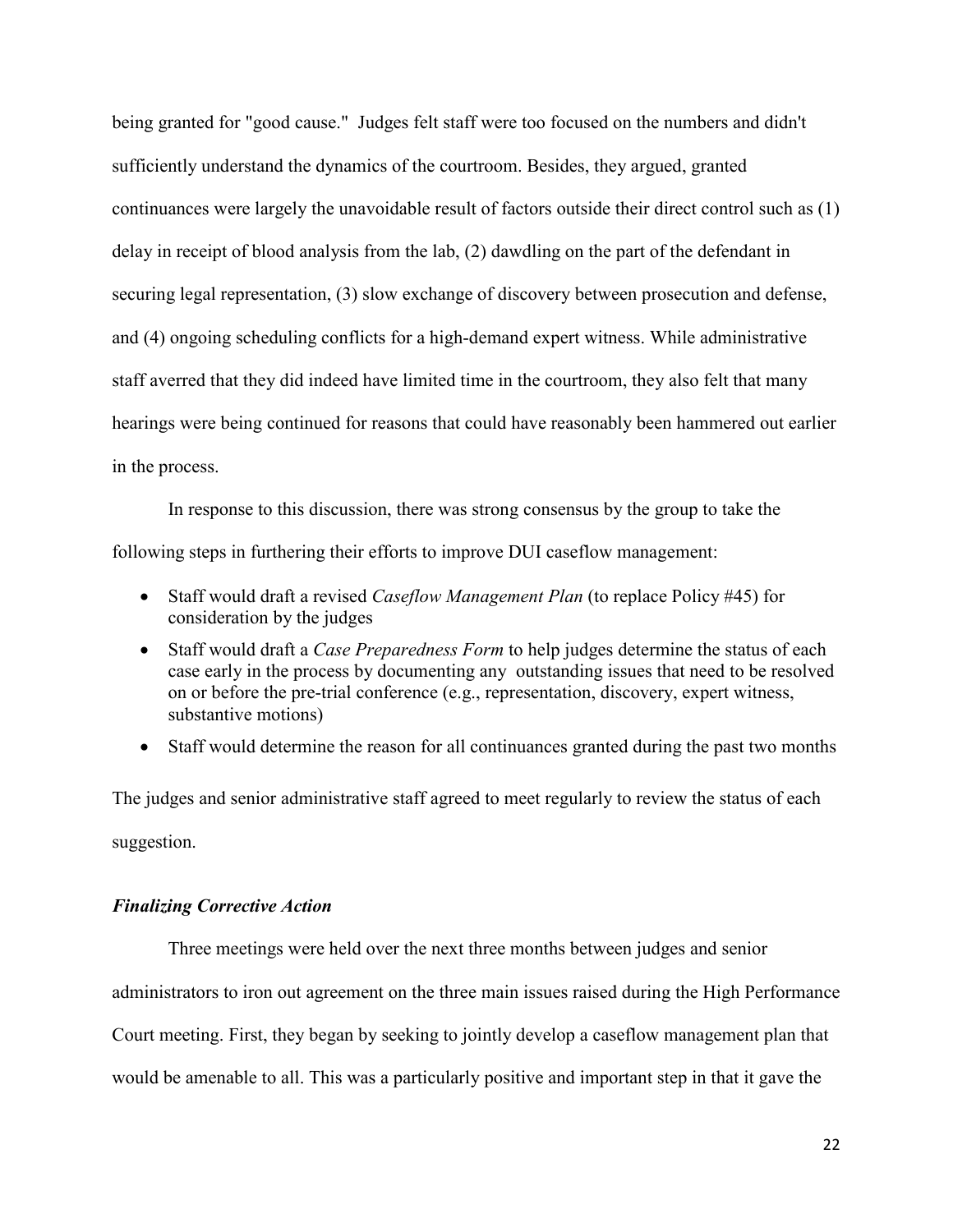being granted for "good cause." Judges felt staff were too focused on the numbers and didn't sufficiently understand the dynamics of the courtroom. Besides, they argued, granted continuances were largely the unavoidable result of factors outside their direct control such as (1) delay in receipt of blood analysis from the lab, (2) dawdling on the part of the defendant in securing legal representation, (3) slow exchange of discovery between prosecution and defense, and (4) ongoing scheduling conflicts for a high-demand expert witness. While administrative staff averred that they did indeed have limited time in the courtroom, they also felt that many hearings were being continued for reasons that could have reasonably been hammered out earlier in the process.

In response to this discussion, there was strong consensus by the group to take the following steps in furthering their efforts to improve DUI caseflow management:

- Staff would draft a revised *Caseflow Management Plan* (to replace Policy #45) for consideration by the judges
- Staff would draft a *Case Preparedness Form* to help judges determine the status of each case early in the process by documenting any outstanding issues that need to be resolved on or before the pre-trial conference (e.g., representation, discovery, expert witness, substantive motions)
- Staff would determine the reason for all continuances granted during the past two months

The judges and senior administrative staff agreed to meet regularly to review the status of each suggestion.

### *Finalizing Corrective Action*

Three meetings were held over the next three months between judges and senior administrators to iron out agreement on the three main issues raised during the High Performance Court meeting. First, they began by seeking to jointly develop a caseflow management plan that would be amenable to all. This was a particularly positive and important step in that it gave the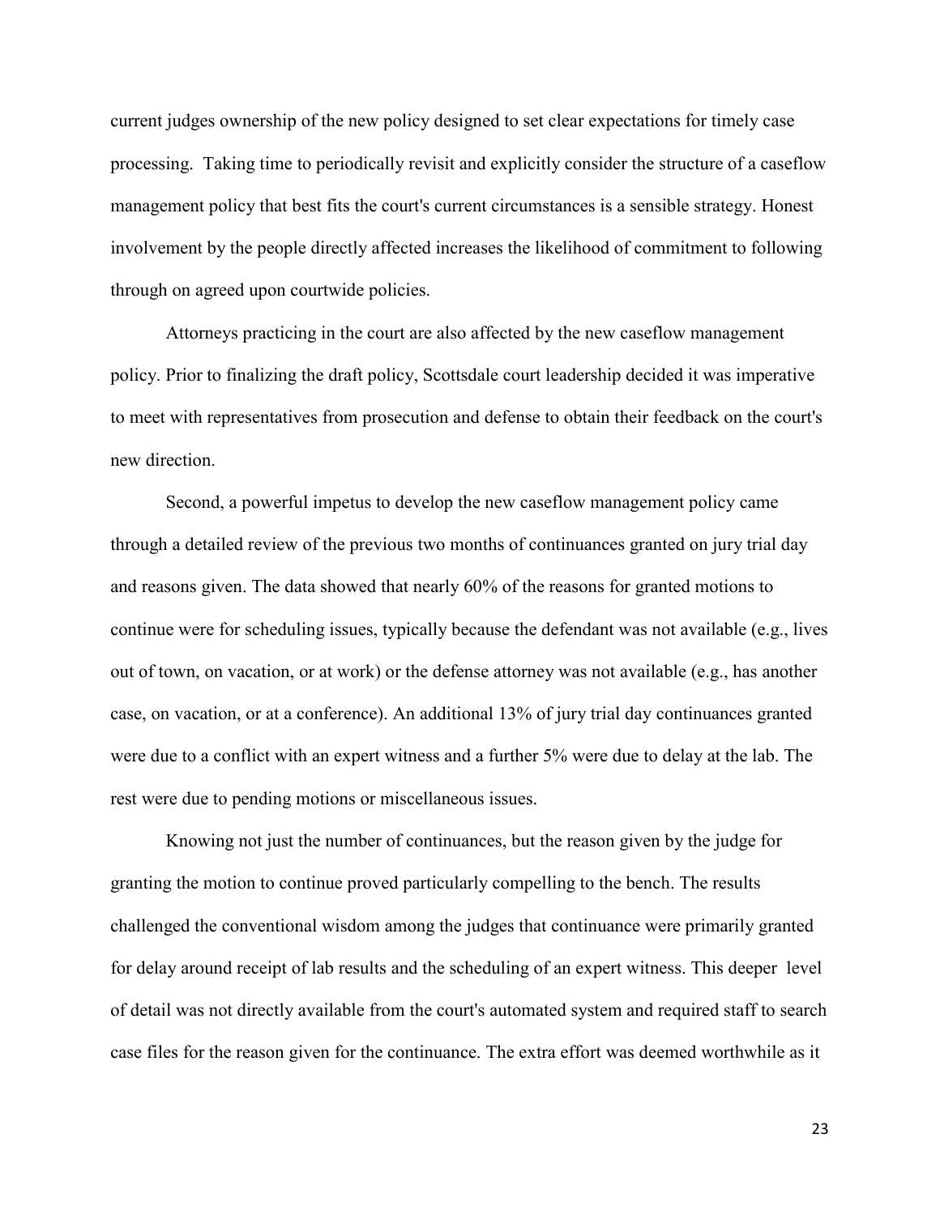current judges ownership of the new policy designed to set clear expectations for timely case processing. Taking time to periodically revisit and explicitly consider the structure of a caseflow management policy that best fits the court's current circumstances is a sensible strategy. Honest involvement by the people directly affected increases the likelihood of commitment to following through on agreed upon courtwide policies.

Attorneys practicing in the court are also affected by the new caseflow management policy. Prior to finalizing the draft policy, Scottsdale court leadership decided it was imperative to meet with representatives from prosecution and defense to obtain their feedback on the court's new direction.

Second, a powerful impetus to develop the new caseflow management policy came through a detailed review of the previous two months of continuances granted on jury trial day and reasons given. The data showed that nearly 60% of the reasons for granted motions to continue were for scheduling issues, typically because the defendant was not available (e.g., lives out of town, on vacation, or at work) or the defense attorney was not available (e.g., has another case, on vacation, or at a conference). An additional 13% of jury trial day continuances granted were due to a conflict with an expert witness and a further 5% were due to delay at the lab. The rest were due to pending motions or miscellaneous issues.

Knowing not just the number of continuances, but the reason given by the judge for granting the motion to continue proved particularly compelling to the bench. The results challenged the conventional wisdom among the judges that continuance were primarily granted for delay around receipt of lab results and the scheduling of an expert witness. This deeper level of detail was not directly available from the court's automated system and required staff to search case files for the reason given for the continuance. The extra effort was deemed worthwhile as it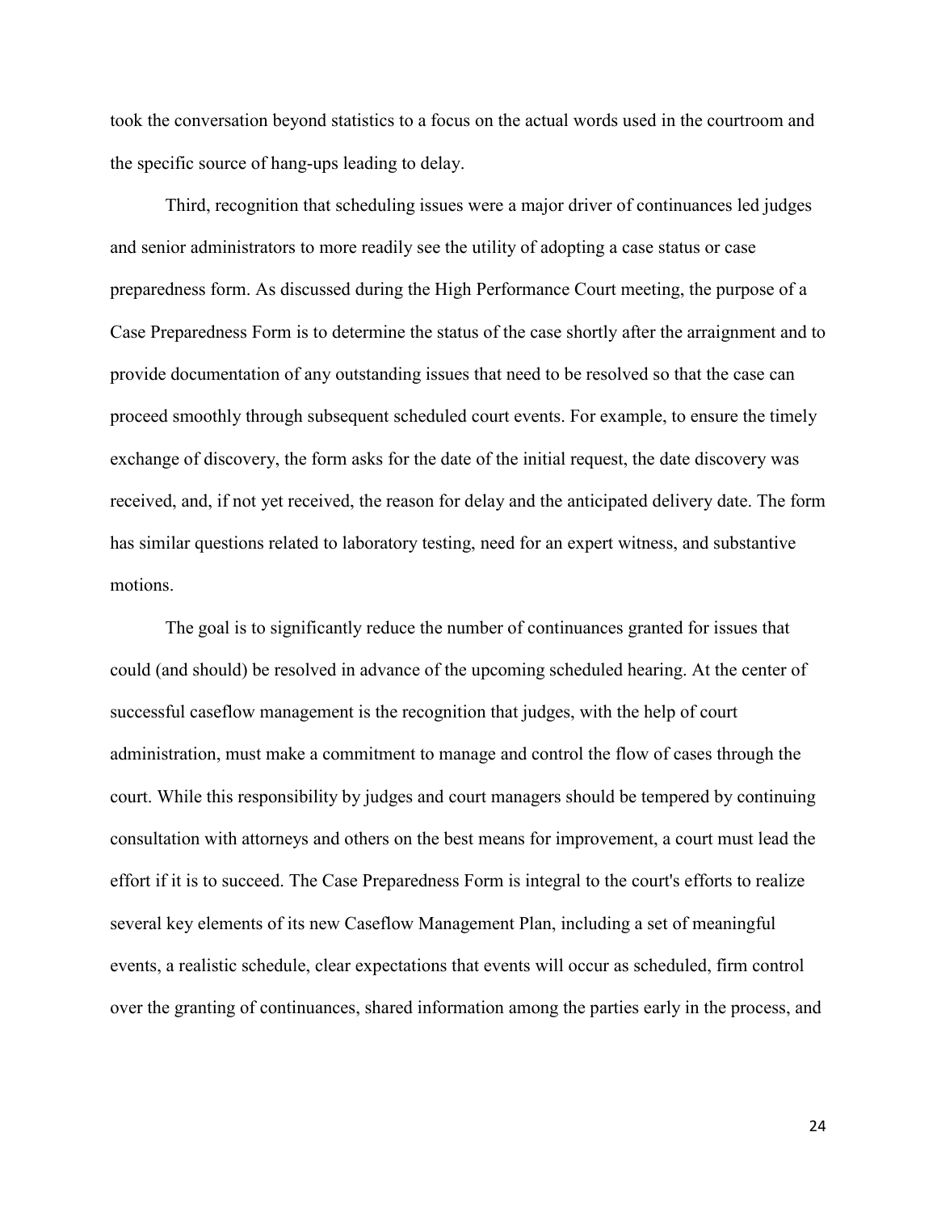took the conversation beyond statistics to a focus on the actual words used in the courtroom and the specific source of hang-ups leading to delay.

Third, recognition that scheduling issues were a major driver of continuances led judges and senior administrators to more readily see the utility of adopting a case status or case preparedness form. As discussed during the High Performance Court meeting, the purpose of a Case Preparedness Form is to determine the status of the case shortly after the arraignment and to provide documentation of any outstanding issues that need to be resolved so that the case can proceed smoothly through subsequent scheduled court events. For example, to ensure the timely exchange of discovery, the form asks for the date of the initial request, the date discovery was received, and, if not yet received, the reason for delay and the anticipated delivery date. The form has similar questions related to laboratory testing, need for an expert witness, and substantive motions.

The goal is to significantly reduce the number of continuances granted for issues that could (and should) be resolved in advance of the upcoming scheduled hearing. At the center of successful caseflow management is the recognition that judges, with the help of court administration, must make a commitment to manage and control the flow of cases through the court. While this responsibility by judges and court managers should be tempered by continuing consultation with attorneys and others on the best means for improvement, a court must lead the effort if it is to succeed. The Case Preparedness Form is integral to the court's efforts to realize several key elements of its new Caseflow Management Plan, including a set of meaningful events, a realistic schedule, clear expectations that events will occur as scheduled, firm control over the granting of continuances, shared information among the parties early in the process, and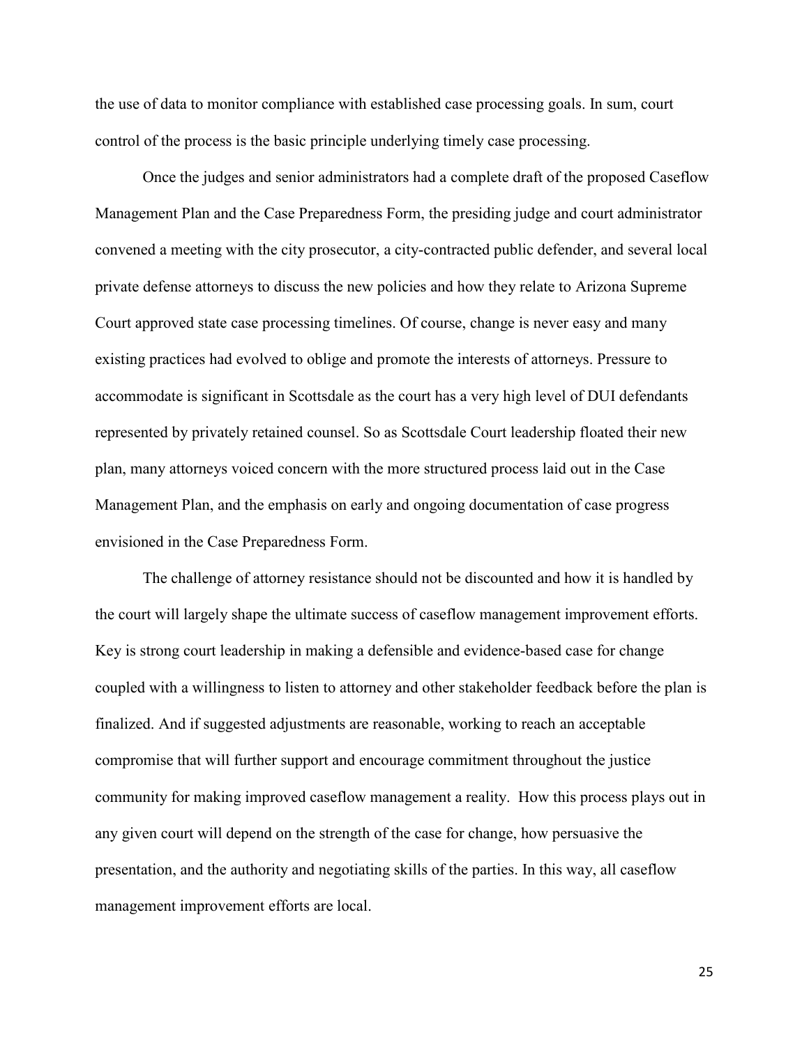the use of data to monitor compliance with established case processing goals. In sum, court control of the process is the basic principle underlying timely case processing.

Once the judges and senior administrators had a complete draft of the proposed Caseflow Management Plan and the Case Preparedness Form, the presiding judge and court administrator convened a meeting with the city prosecutor, a city-contracted public defender, and several local private defense attorneys to discuss the new policies and how they relate to Arizona Supreme Court approved state case processing timelines. Of course, change is never easy and many existing practices had evolved to oblige and promote the interests of attorneys. Pressure to accommodate is significant in Scottsdale as the court has a very high level of DUI defendants represented by privately retained counsel. So as Scottsdale Court leadership floated their new plan, many attorneys voiced concern with the more structured process laid out in the Case Management Plan, and the emphasis on early and ongoing documentation of case progress envisioned in the Case Preparedness Form.

The challenge of attorney resistance should not be discounted and how it is handled by the court will largely shape the ultimate success of caseflow management improvement efforts. Key is strong court leadership in making a defensible and evidence-based case for change coupled with a willingness to listen to attorney and other stakeholder feedback before the plan is finalized. And if suggested adjustments are reasonable, working to reach an acceptable compromise that will further support and encourage commitment throughout the justice community for making improved caseflow management a reality. How this process plays out in any given court will depend on the strength of the case for change, how persuasive the presentation, and the authority and negotiating skills of the parties. In this way, all caseflow management improvement efforts are local.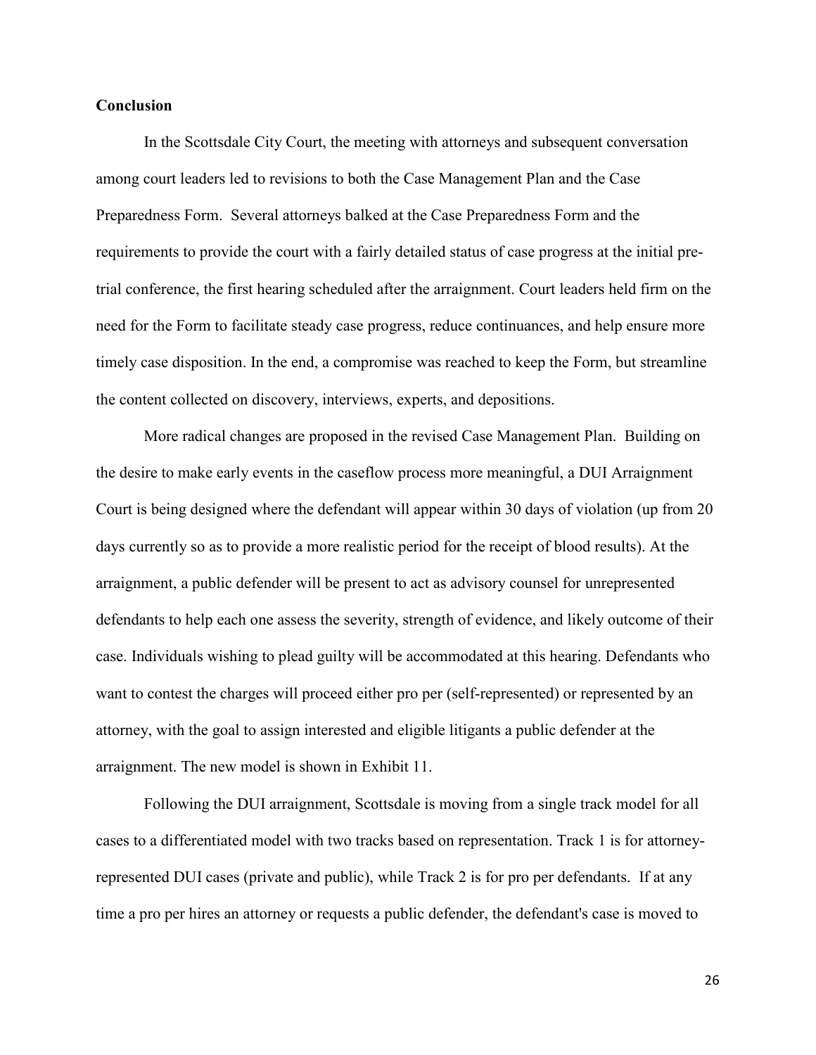**Conclusion**

In the Scottsdale City Court, the meeting with attorneys and subsequent conversation among court leaders led to revisions to both the Case Management Plan and the Case Preparedness Form. Several attorneys balked at the Case Preparedness Form and the requirements to provide the court with a fairly detailed status of case progress at the initial pre-trial conference, the first hearing scheduled after the arraignment. Court leaders held firm on the need for the Form to facilitate steady case progress, reduce continuances, and help ensure more timely case disposition. In the end, a compromise was reached to keep the Form, but streamline the content collected on discovery, interviews, experts, and depositions.

More radical changes are proposed in the revised Case Management Plan. Building on the desire to make early events in the caseflow process more meaningful, a DUI Arraignment Court is being designed where the defendant will appear within 30 days of violation (up from 20 days currently so as to provide a more realistic period for the receipt of blood results). At the arraignment, a public defender will be present to act as advisory counsel for unrepresented defendants to help each one assess the severity, strength of evidence, and likely outcome of their case. Individuals wishing to plead guilty will be accommodated at this hearing. Defendants who want to contest the charges will proceed either pro per (self-represented) or represented by an attorney, with the goal to assign interested and eligible litigants a public defender at the arraignment. The new model is shown in Exhibit 11.

Following the DUI arraignment, Scottsdale is moving from a single track model for all cases to a differentiated model with two tracks based on representation. Track 1 is for attorney-represented DUI cases (private and public), while Track 2 is for pro per defendants. If at any time a pro per hires an attorney or requests a public defender, the defendant's case is moved to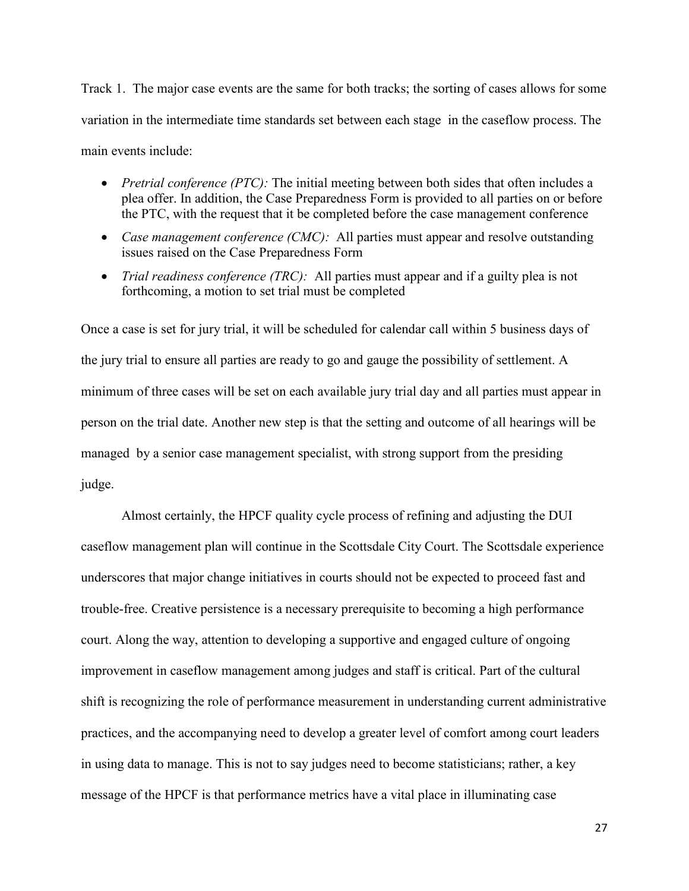Track 1. The major case events are the same for both tracks; the sorting of cases allows for some variation in the intermediate time standards set between each stage in the caseflow process. The main events include:

- *Pretrial conference (PTC):* The initial meeting between both sides that often includes a plea offer. In addition, the Case Preparedness Form is provided to all parties on or before the PTC, with the request that it be completed before the case management conference
- *Case management conference (CMC):* All parties must appear and resolve outstanding issues raised on the Case Preparedness Form
- *Trial readiness conference (TRC):* All parties must appear and if a guilty plea is not forthcoming, a motion to set trial must be completed

Once a case is set for jury trial, it will be scheduled for calendar call within 5 business days of the jury trial to ensure all parties are ready to go and gauge the possibility of settlement. A minimum of three cases will be set on each available jury trial day and all parties must appear in person on the trial date. Another new step is that the setting and outcome of all hearings will be managed by a senior case management specialist, with strong support from the presiding judge.

Almost certainly, the HPCF quality cycle process of refining and adjusting the DUI caseflow management plan will continue in the Scottsdale City Court. The Scottsdale experience underscores that major change initiatives in courts should not be expected to proceed fast and trouble-free. Creative persistence is a necessary prerequisite to becoming a high performance court. Along the way, attention to developing a supportive and engaged culture of ongoing improvement in caseflow management among judges and staff is critical. Part of the cultural shift is recognizing the role of performance measurement in understanding current administrative practices, and the accompanying need to develop a greater level of comfort among court leaders in using data to manage. This is not to say judges need to become statisticians; rather, a key message of the HPCF is that performance metrics have a vital place in illuminating case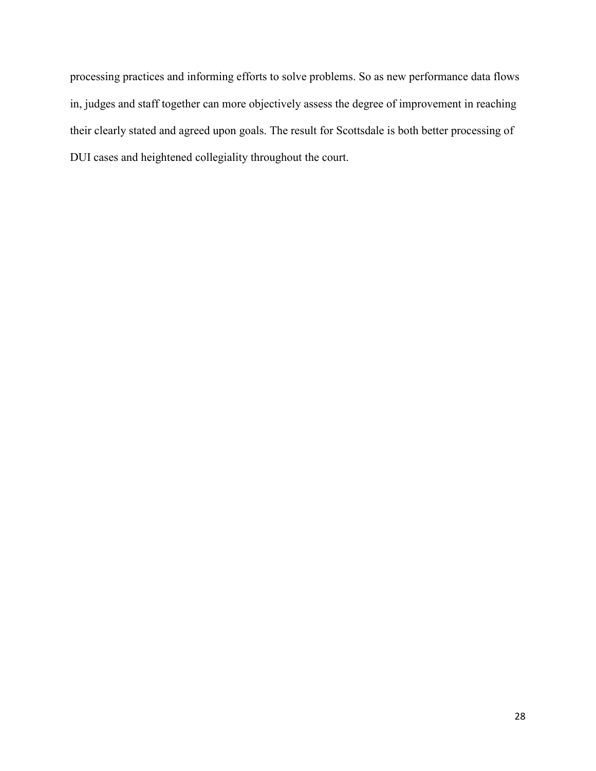processing practices and informing efforts to solve problems. So as new performance data flows in, judges and staff together can more objectively assess the degree of improvement in reaching their clearly stated and agreed upon goals. The result for Scottsdale is both better processing of DUI cases and heightened collegiality throughout the court.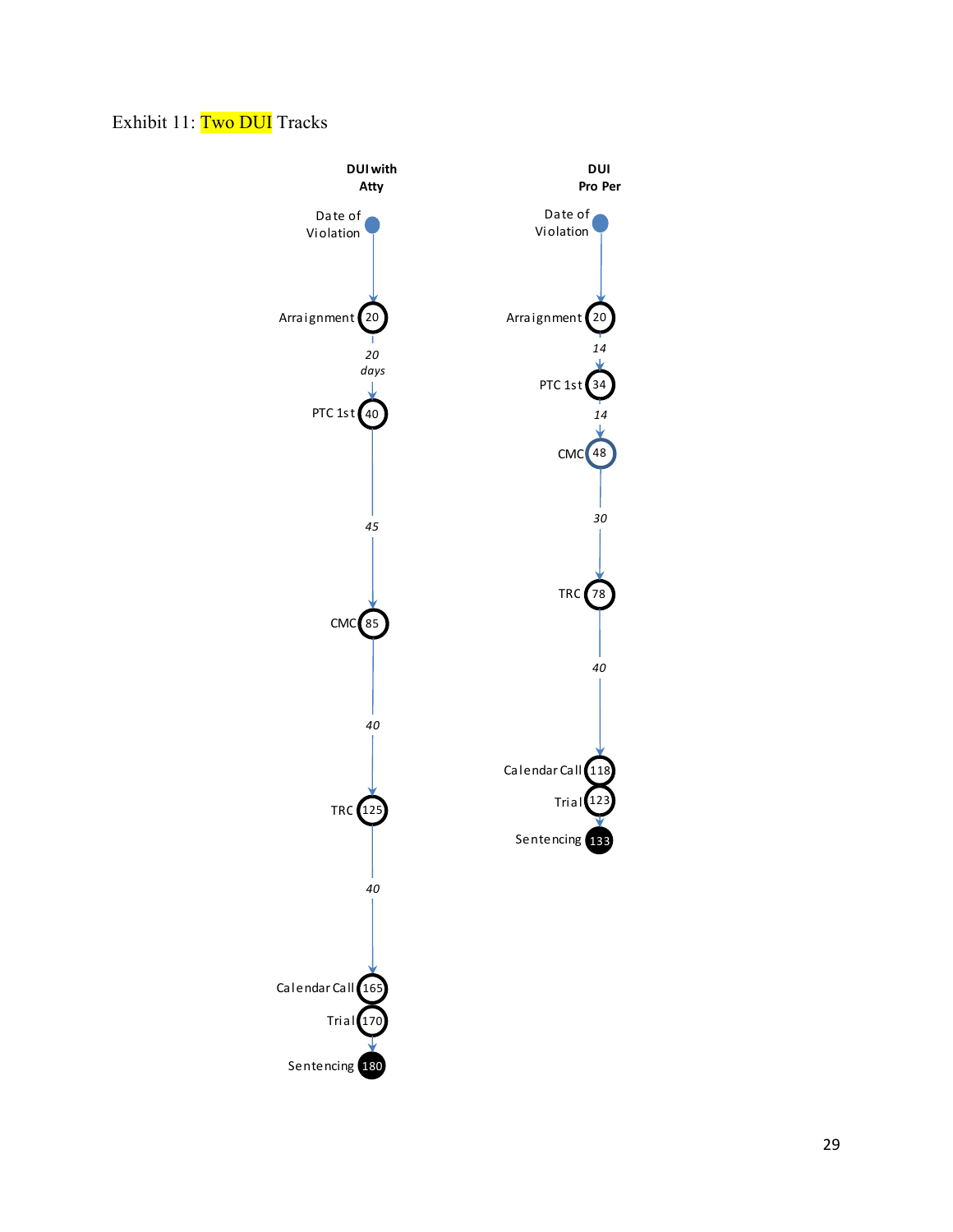Exhibit 11: Two DUI Tracks

**DUI with Atty**

Date of Violation

Arraignment 20

20 days

PTC 1st 40

45

CMC 85

40

TRC 125

40

Calendar Call 165

Trial 170

Sentencing 180

**DUI Pro Per**

Date of Violation

Arraignment 20

14

PTC 1st 34

14

CMC 48

30

TRC 78

40

Calendar Call 118

Trial 123

Sentencing 133